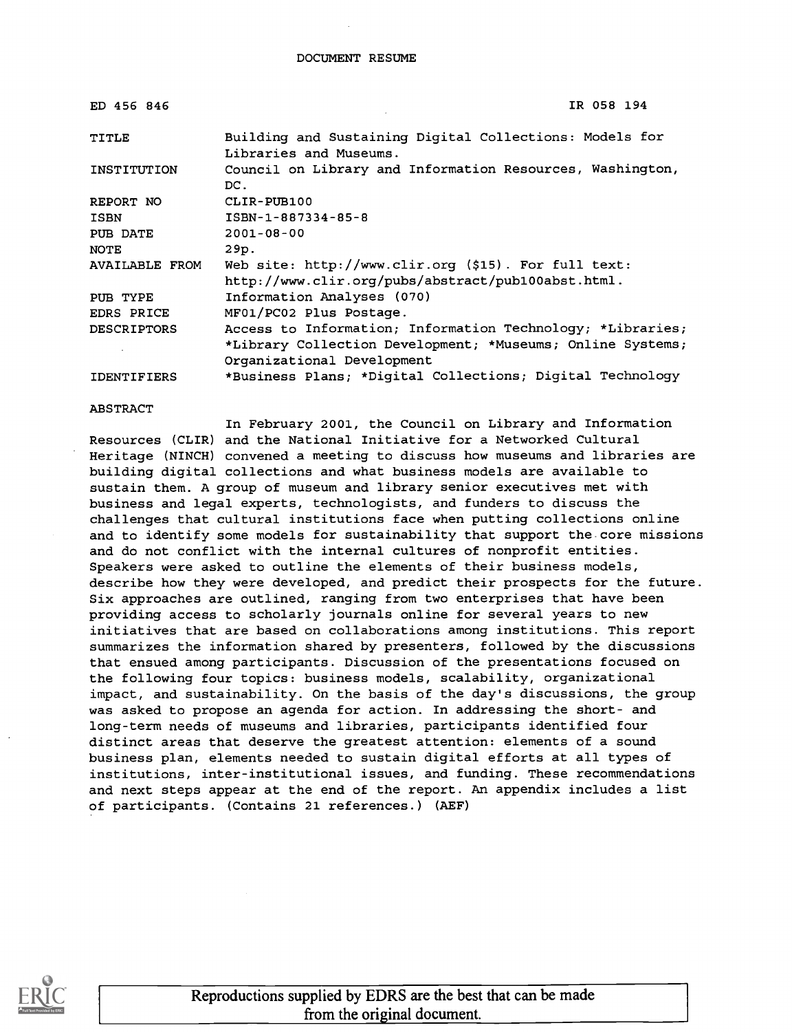# DOCUMENT RESUME

| | |
|---|---|
| ED 456 846 | IR 058 194 |
| TITLE | Building and Sustaining Digital Collections: Models for Libraries and Museums. |
| INSTITUTION | Council on Library and Information Resources, Washington, DC. |
| REPORT NO | CLIR-PUB100 |
| ISBN | ISBN-1-887334-85-8 |
| PUB DATE | 2001-08-00 |
| NOTE | 29p. |
| AVAILABLE FROM | Web site: http://www.clir.org ($15). For full text: http://www.clir.org/pubs/abstract/pub100abst.html. |
| PUB TYPE | Information Analyses (070) |
| EDRS PRICE | MF01/PC02 Plus Postage. |
| DESCRIPTORS | Access to Information; Information Technology; *Libraries; *Library Collection Development; *Museums; Online Systems; Organizational Development |
| IDENTIFIERS | *Business Plans; *Digital Collections; Digital Technology |

ABSTRACT

In February 2001, the Council on Library and Information Resources (CLIR) and the National Initiative for a Networked Cultural Heritage (NINCH) convened a meeting to discuss how museums and libraries are building digital collections and what business models are available to sustain them. A group of museum and library senior executives met with business and legal experts, technologists, and funders to discuss the challenges that cultural institutions face when putting collections online and to identify some models for sustainability that support the core missions and do not conflict with the internal cultures of nonprofit entities. Speakers were asked to outline the elements of their business models, describe how they were developed, and predict their prospects for the future. Six approaches are outlined, ranging from two enterprises that have been providing access to scholarly journals online for several years to new initiatives that are based on collaborations among institutions. This report summarizes the information shared by presenters, followed by the discussions that ensued among participants. Discussion of the presentations focused on the following four topics: business models, scalability, organizational impact, and sustainability. On the basis of the day's discussions, the group was asked to propose an agenda for action. In addressing the short- and long-term needs of museums and libraries, participants identified four distinct areas that deserve the greatest attention: elements of a sound business plan, elements needed to sustain digital efforts at all types of institutions, inter-institutional issues, and funding. These recommendations and next steps appear at the end of the report. An appendix includes a list of participants. (Contains 21 references.) (AEF)

Reproductions supplied by EDRS are the best that can be made from the original document.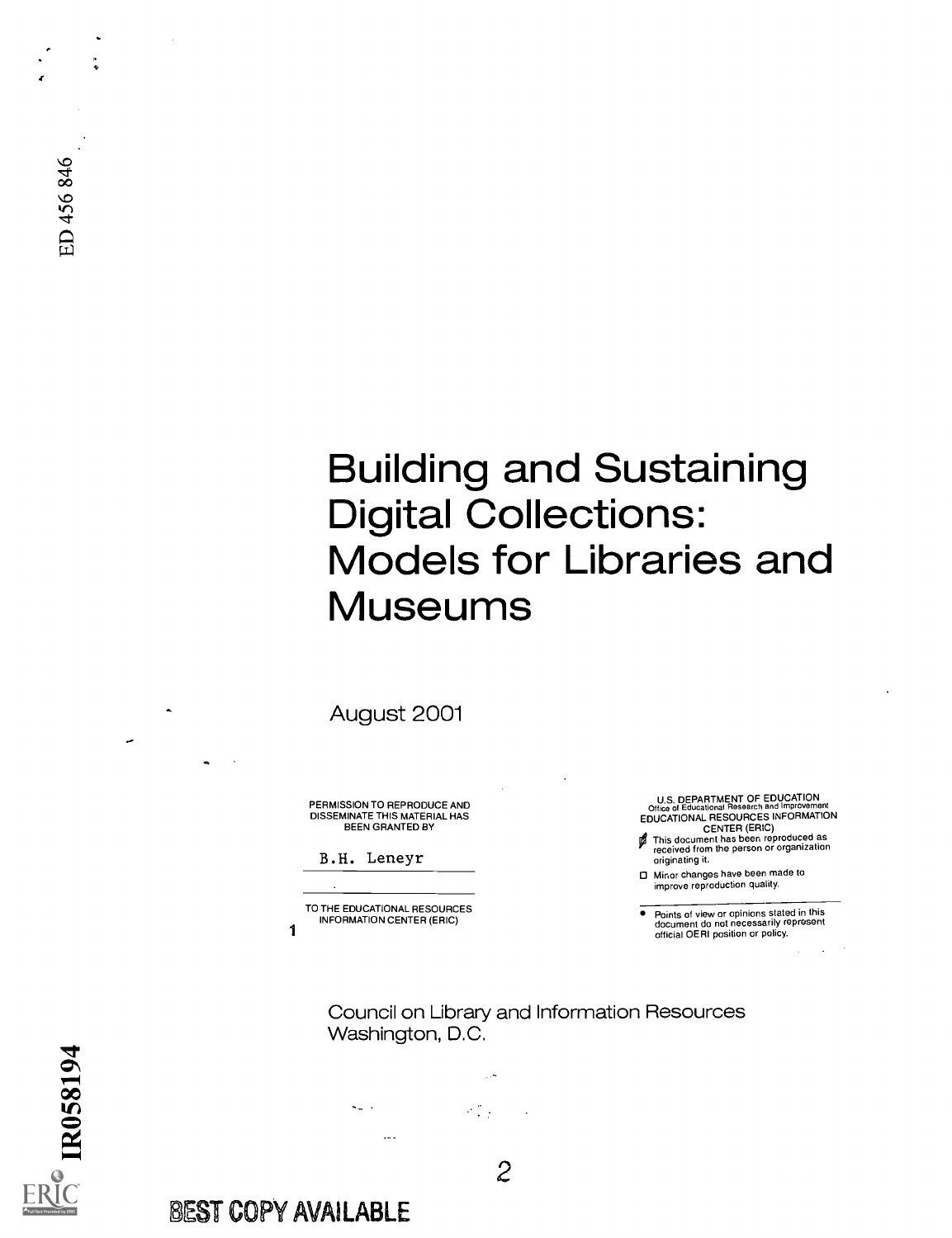ED 456 846

# Building and Sustaining Digital Collections: Models for Libraries and Museums

August 2001

PERMISSION TO REPRODUCE AND DISSEMINATE THIS MATERIAL HAS BEEN GRANTED BY

B.H. Leneyr

TO THE EDUCATIONAL RESOURCES INFORMATION CENTER (ERIC)

1

U.S. DEPARTMENT OF EDUCATION
Office of Educational Research and Improvement
EDUCATIONAL RESOURCES INFORMATION CENTER (ERIC)

- ☑ This document has been reproduced as received from the person or organization originating it.
- ☐ Minor changes have been made to improve reproduction quality.

- Points of view or opinions stated in this document do not necessarily represent official OERI position or policy.

Council on Library and Information Resources
Washington, D.C.

IR058194

BEST COPY AVAILABLE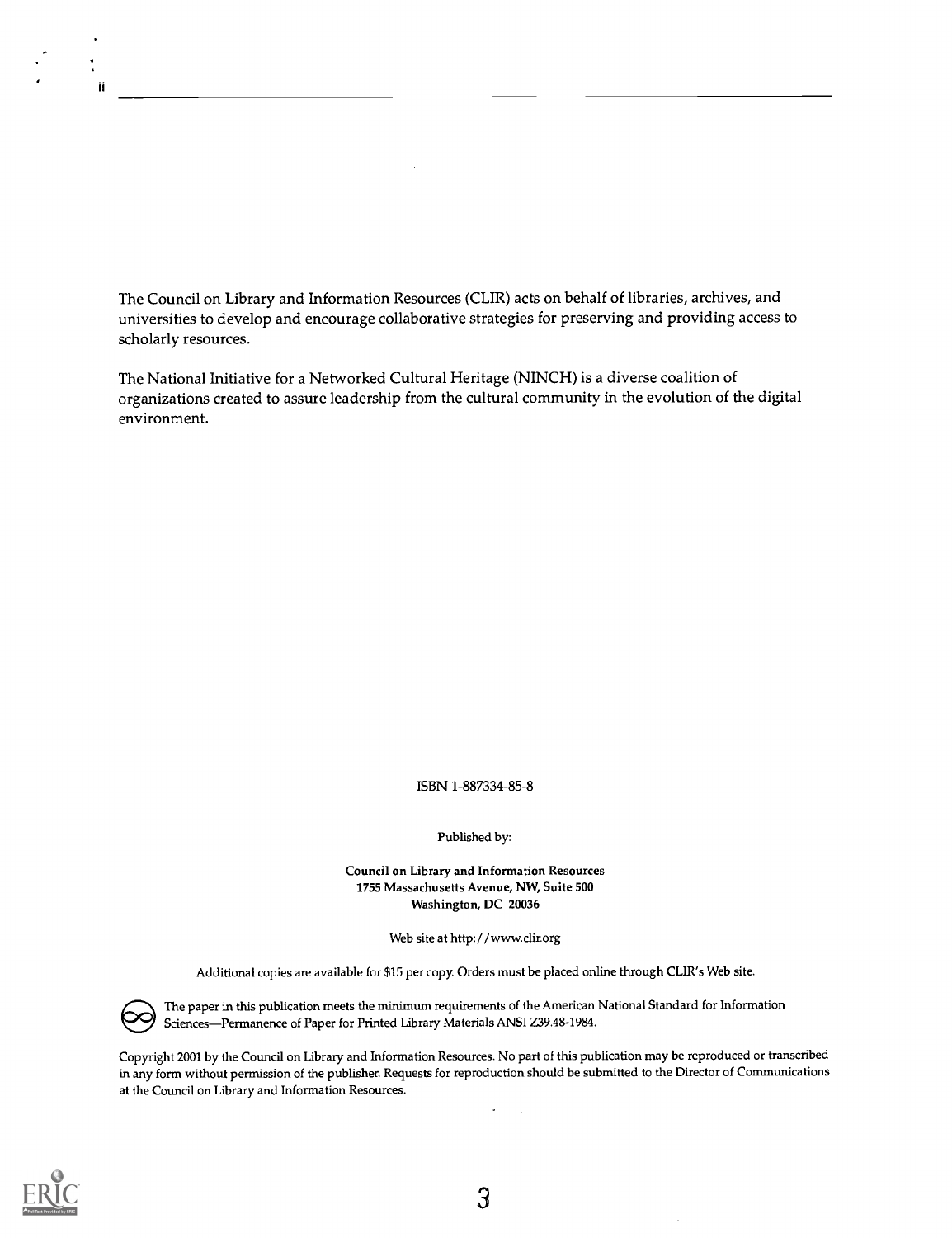The Council on Library and Information Resources (CLIR) acts on behalf of libraries, archives, and universities to develop and encourage collaborative strategies for preserving and providing access to scholarly resources.

The National Initiative for a Networked Cultural Heritage (NINCH) is a diverse coalition of organizations created to assure leadership from the cultural community in the evolution of the digital environment.

ISBN 1-887334-85-8

Published by:

**Council on Library and Information Resources**
**1755 Massachusetts Avenue, NW, Suite 500**
**Washington, DC 20036**

Web site at http://www.clir.org

Additional copies are available for $15 per copy. Orders must be placed online through CLIR's Web site.

The paper in this publication meets the minimum requirements of the American National Standard for Information Sciences—Permanence of Paper for Printed Library Materials ANSI Z39.48-1984.

Copyright 2001 by the Council on Library and Information Resources. No part of this publication may be reproduced or transcribed in any form without permission of the publisher. Requests for reproduction should be submitted to the Director of Communications at the Council on Library and Information Resources.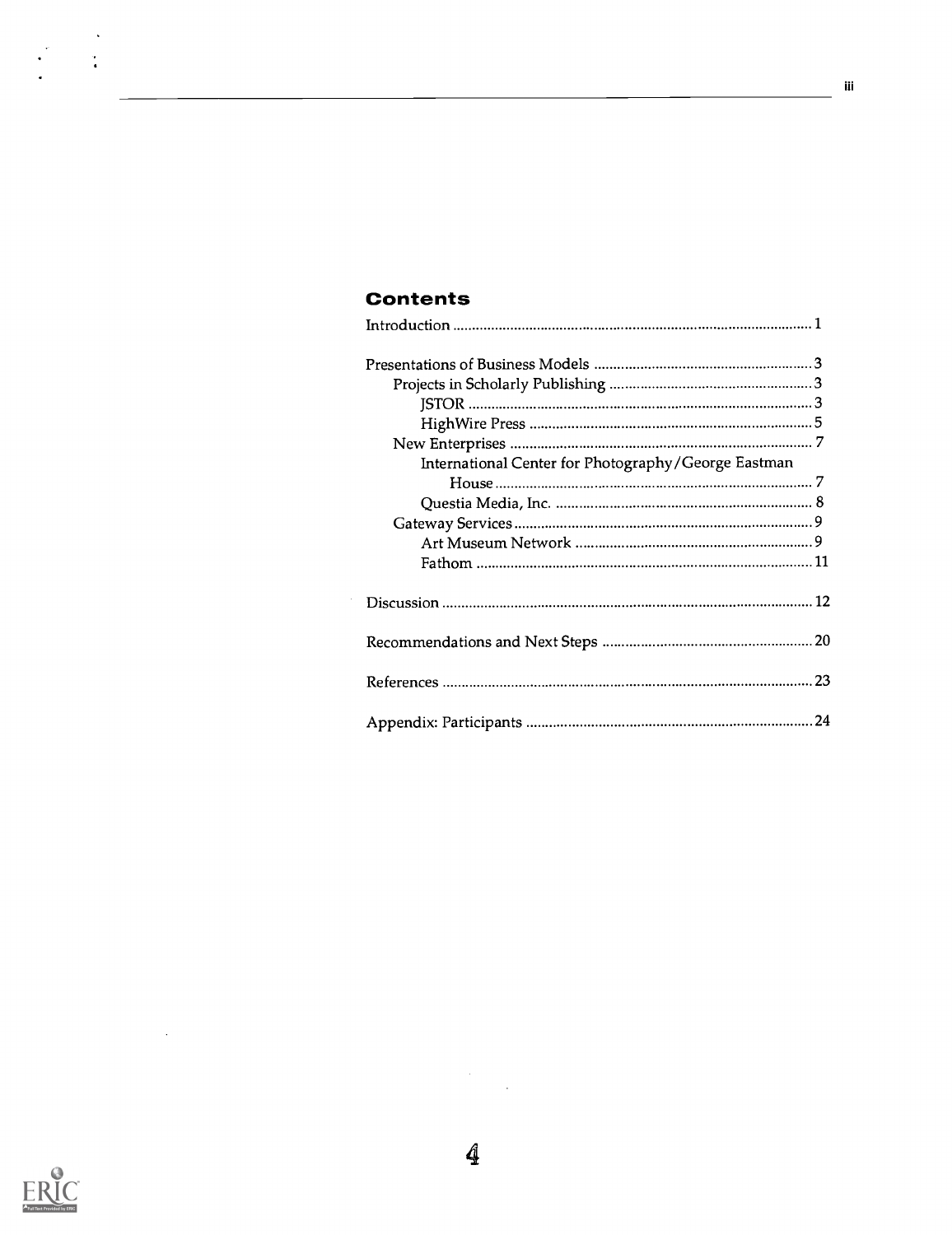## Contents

- Introduction ..... 1
- Presentations of Business Models ..... 3
  - Projects in Scholarly Publishing ..... 3
    - JSTOR ..... 3
    - HighWire Press ..... 5
  - New Enterprises ..... 7
    - International Center for Photography/George Eastman House ..... 7
    - Questia Media, Inc. ..... 8
  - Gateway Services ..... 9
    - Art Museum Network ..... 9
    - Fathom ..... 11
- Discussion ..... 12
- Recommendations and Next Steps ..... 20
- References ..... 23
- Appendix: Participants ..... 24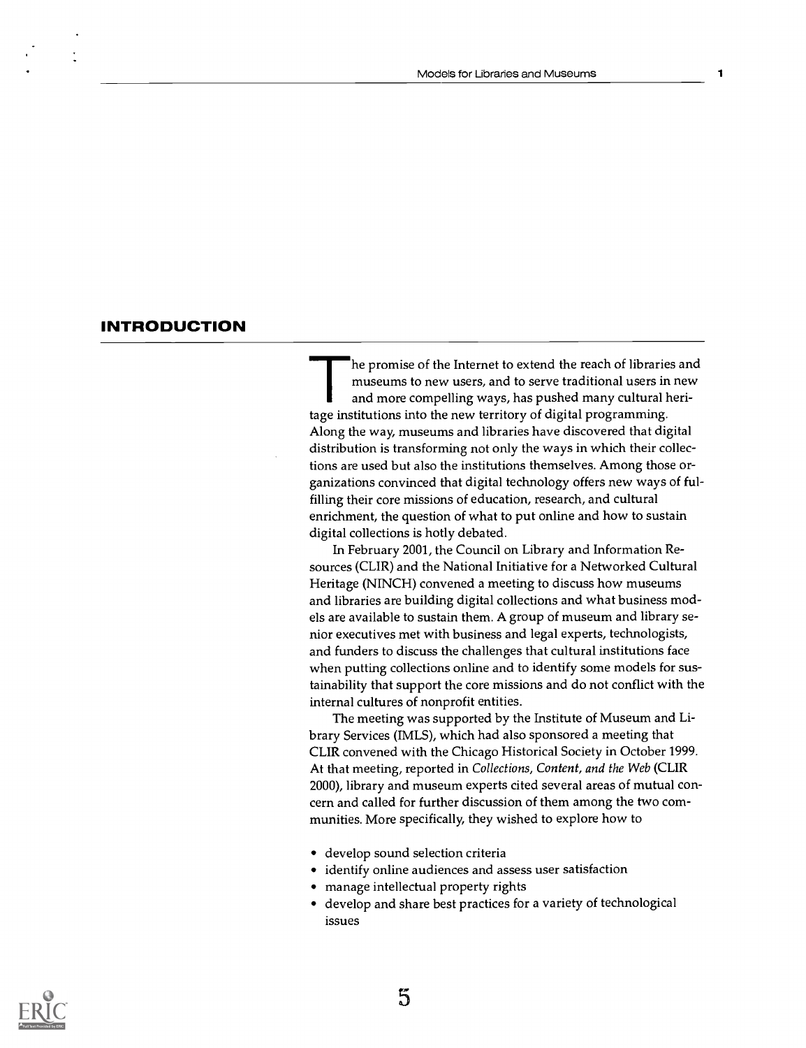## INTRODUCTION

The promise of the Internet to extend the reach of libraries and museums to new users, and to serve traditional users in new and more compelling ways, has pushed many cultural heritage institutions into the new territory of digital programming. Along the way, museums and libraries have discovered that digital distribution is transforming not only the ways in which their collections are used but also the institutions themselves. Among those organizations convinced that digital technology offers new ways of fulfilling their core missions of education, research, and cultural enrichment, the question of what to put online and how to sustain digital collections is hotly debated.

In February 2001, the Council on Library and Information Resources (CLIR) and the National Initiative for a Networked Cultural Heritage (NINCH) convened a meeting to discuss how museums and libraries are building digital collections and what business models are available to sustain them. A group of museum and library senior executives met with business and legal experts, technologists, and funders to discuss the challenges that cultural institutions face when putting collections online and to identify some models for sustainability that support the core missions and do not conflict with the internal cultures of nonprofit entities.

The meeting was supported by the Institute of Museum and Library Services (IMLS), which had also sponsored a meeting that CLIR convened with the Chicago Historical Society in October 1999. At that meeting, reported in *Collections, Content, and the Web* (CLIR 2000), library and museum experts cited several areas of mutual concern and called for further discussion of them among the two communities. More specifically, they wished to explore how to

- develop sound selection criteria
- identify online audiences and assess user satisfaction
- manage intellectual property rights
- develop and share best practices for a variety of technological issues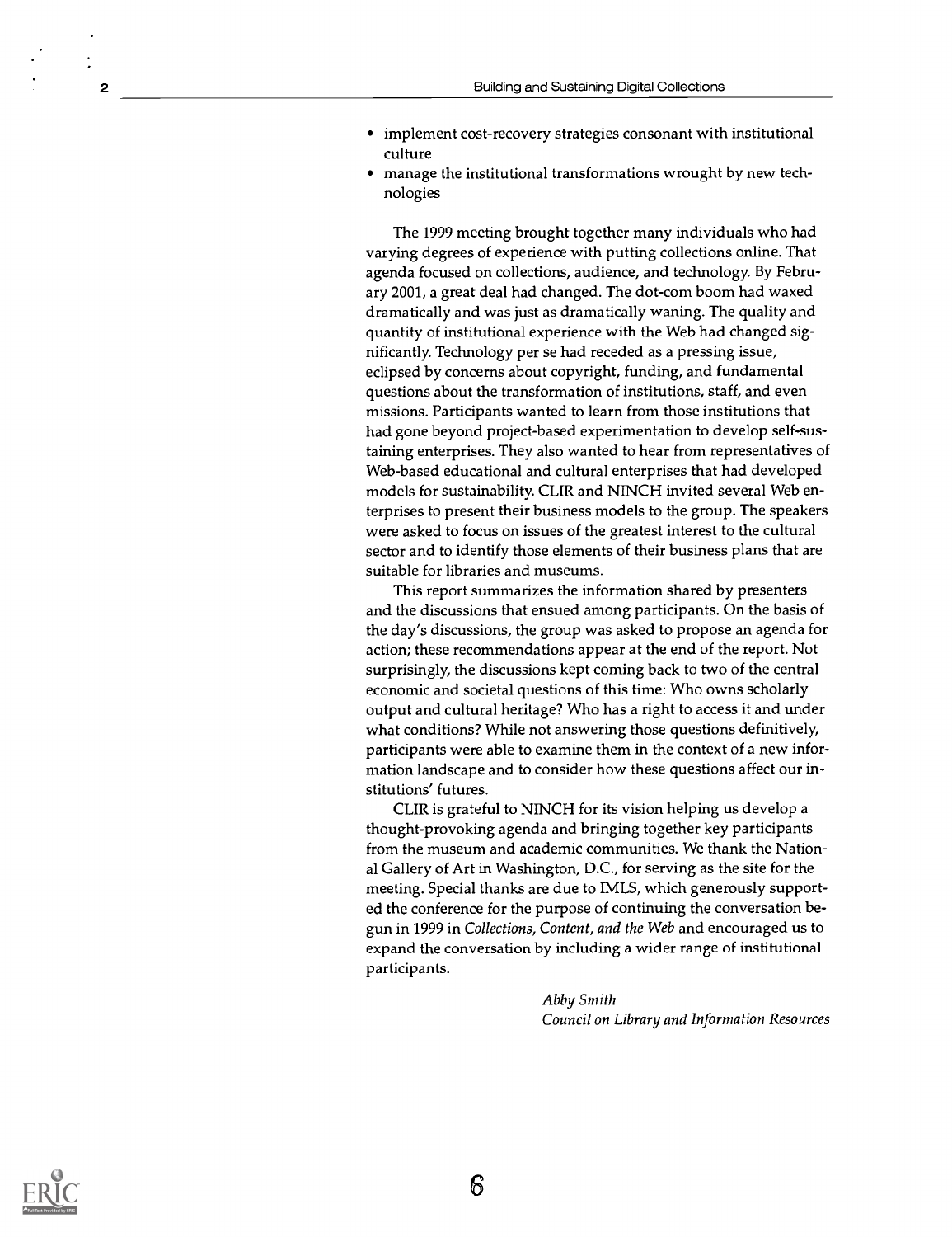- implement cost-recovery strategies consonant with institutional culture
- manage the institutional transformations wrought by new technologies

The 1999 meeting brought together many individuals who had varying degrees of experience with putting collections online. That agenda focused on collections, audience, and technology. By February 2001, a great deal had changed. The dot-com boom had waxed dramatically and was just as dramatically waning. The quality and quantity of institutional experience with the Web had changed significantly. Technology per se had receded as a pressing issue, eclipsed by concerns about copyright, funding, and fundamental questions about the transformation of institutions, staff, and even missions. Participants wanted to learn from those institutions that had gone beyond project-based experimentation to develop self-sustaining enterprises. They also wanted to hear from representatives of Web-based educational and cultural enterprises that had developed models for sustainability. CLIR and NINCH invited several Web enterprises to present their business models to the group. The speakers were asked to focus on issues of the greatest interest to the cultural sector and to identify those elements of their business plans that are suitable for libraries and museums.

This report summarizes the information shared by presenters and the discussions that ensued among participants. On the basis of the day's discussions, the group was asked to propose an agenda for action; these recommendations appear at the end of the report. Not surprisingly, the discussions kept coming back to two of the central economic and societal questions of this time: Who owns scholarly output and cultural heritage? Who has a right to access it and under what conditions? While not answering those questions definitively, participants were able to examine them in the context of a new information landscape and to consider how these questions affect our institutions' futures.

CLIR is grateful to NINCH for its vision helping us develop a thought-provoking agenda and bringing together key participants from the museum and academic communities. We thank the National Gallery of Art in Washington, D.C., for serving as the site for the meeting. Special thanks are due to IMLS, which generously supported the conference for the purpose of continuing the conversation begun in 1999 in *Collections, Content, and the Web* and encouraged us to expand the conversation by including a wider range of institutional participants.

*Abby Smith*
*Council on Library and Information Resources*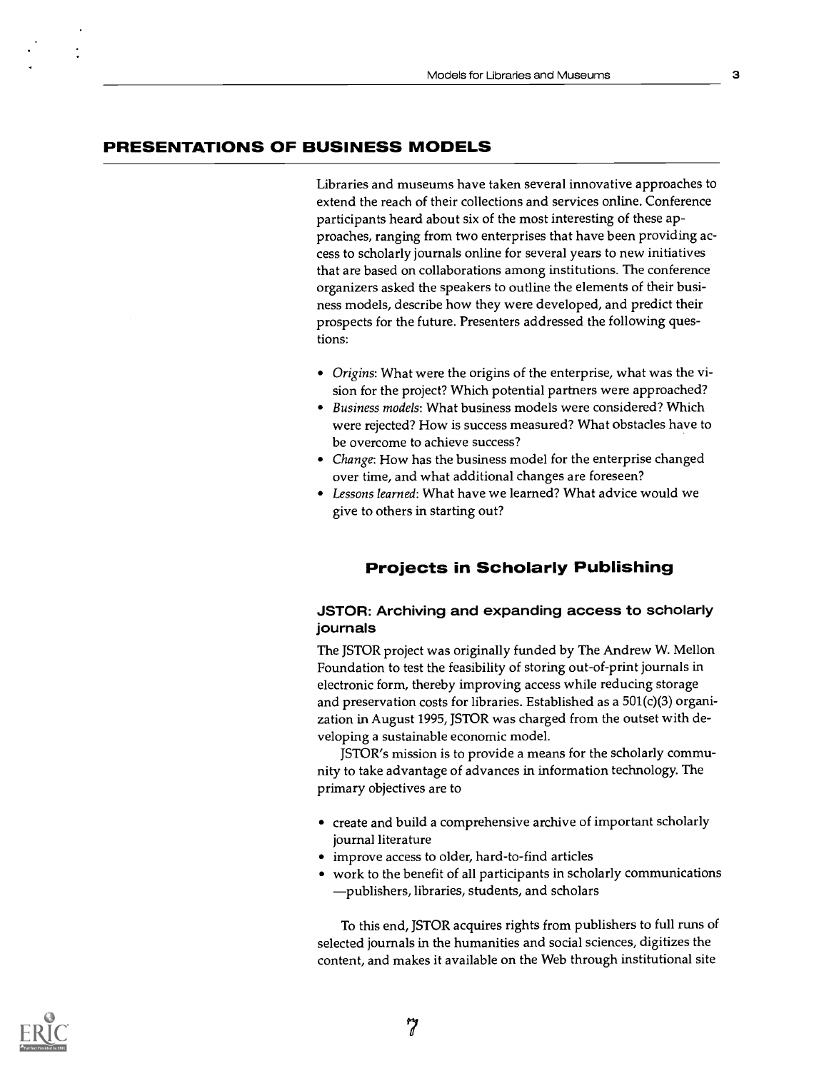## PRESENTATIONS OF BUSINESS MODELS

Libraries and museums have taken several innovative approaches to extend the reach of their collections and services online. Conference participants heard about six of the most interesting of these approaches, ranging from two enterprises that have been providing access to scholarly journals online for several years to new initiatives that are based on collaborations among institutions. The conference organizers asked the speakers to outline the elements of their business models, describe how they were developed, and predict their prospects for the future. Presenters addressed the following questions:

- *Origins*: What were the origins of the enterprise, what was the vision for the project? Which potential partners were approached?
- *Business models*: What business models were considered? Which were rejected? How is success measured? What obstacles have to be overcome to achieve success?
- *Change*: How has the business model for the enterprise changed over time, and what additional changes are foreseen?
- *Lessons learned*: What have we learned? What advice would we give to others in starting out?

### Projects in Scholarly Publishing

#### JSTOR: Archiving and expanding access to scholarly journals

The JSTOR project was originally funded by The Andrew W. Mellon Foundation to test the feasibility of storing out-of-print journals in electronic form, thereby improving access while reducing storage and preservation costs for libraries. Established as a 501(c)(3) organization in August 1995, JSTOR was charged from the outset with developing a sustainable economic model.

JSTOR's mission is to provide a means for the scholarly community to take advantage of advances in information technology. The primary objectives are to

- create and build a comprehensive archive of important scholarly journal literature
- improve access to older, hard-to-find articles
- work to the benefit of all participants in scholarly communications —publishers, libraries, students, and scholars

To this end, JSTOR acquires rights from publishers to full runs of selected journals in the humanities and social sciences, digitizes the content, and makes it available on the Web through institutional site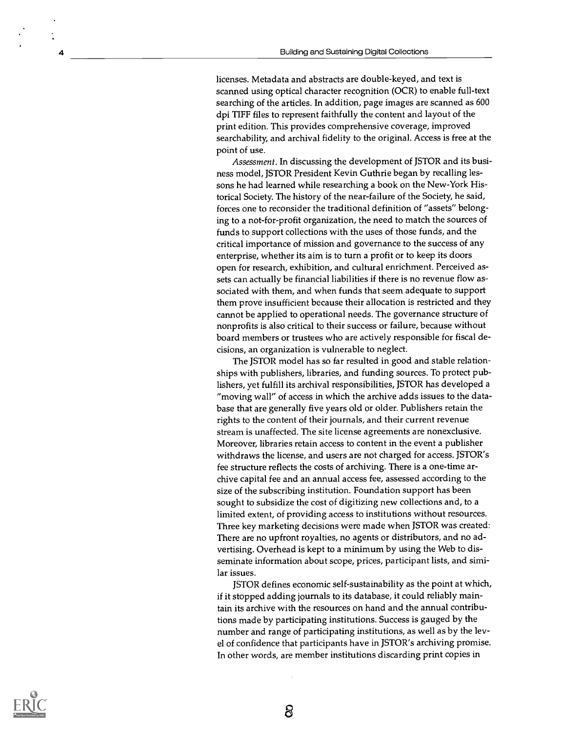licenses. Metadata and abstracts are double-keyed, and text is scanned using optical character recognition (OCR) to enable full-text searching of the articles. In addition, page images are scanned as 600 dpi TIFF files to represent faithfully the content and layout of the print edition. This provides comprehensive coverage, improved searchability, and archival fidelity to the original. Access is free at the point of use.

*Assessment.* In discussing the development of JSTOR and its business model, JSTOR President Kevin Guthrie began by recalling lessons he had learned while researching a book on the New-York Historical Society. The history of the near-failure of the Society, he said, forces one to reconsider the traditional definition of "assets" belonging to a not-for-profit organization, the need to match the sources of funds to support collections with the uses of those funds, and the critical importance of mission and governance to the success of any enterprise, whether its aim is to turn a profit or to keep its doors open for research, exhibition, and cultural enrichment. Perceived assets can actually be financial liabilities if there is no revenue flow associated with them, and when funds that seem adequate to support them prove insufficient because their allocation is restricted and they cannot be applied to operational needs. The governance structure of nonprofits is also critical to their success or failure, because without board members or trustees who are actively responsible for fiscal decisions, an organization is vulnerable to neglect.

The JSTOR model has so far resulted in good and stable relationships with publishers, libraries, and funding sources. To protect publishers, yet fulfill its archival responsibilities, JSTOR has developed a "moving wall" of access in which the archive adds issues to the database that are generally five years old or older. Publishers retain the rights to the content of their journals, and their current revenue stream is unaffected. The site license agreements are nonexclusive. Moreover, libraries retain access to content in the event a publisher withdraws the license, and users are not charged for access. JSTOR's fee structure reflects the costs of archiving. There is a one-time archive capital fee and an annual access fee, assessed according to the size of the subscribing institution. Foundation support has been sought to subsidize the cost of digitizing new collections and, to a limited extent, of providing access to institutions without resources. Three key marketing decisions were made when JSTOR was created: There are no upfront royalties, no agents or distributors, and no advertising. Overhead is kept to a minimum by using the Web to disseminate information about scope, prices, participant lists, and similar issues.

JSTOR defines economic self-sustainability as the point at which, if it stopped adding journals to its database, it could reliably maintain its archive with the resources on hand and the annual contributions made by participating institutions. Success is gauged by the number and range of participating institutions, as well as by the level of confidence that participants have in JSTOR's archiving promise. In other words, are member institutions discarding print copies in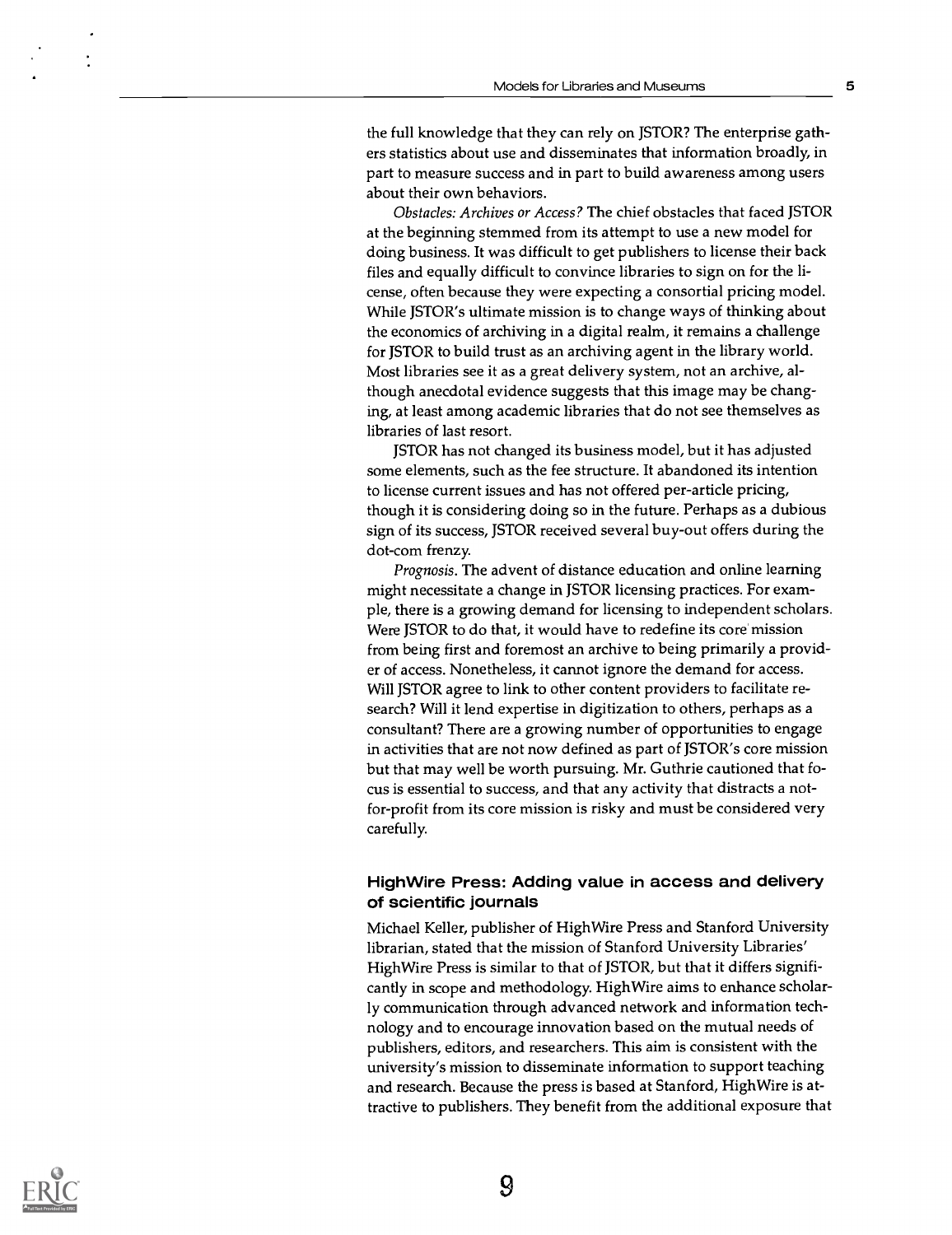the full knowledge that they can rely on JSTOR? The enterprise gathers statistics about use and disseminates that information broadly, in part to measure success and in part to build awareness among users about their own behaviors.

*Obstacles: Archives or Access?* The chief obstacles that faced JSTOR at the beginning stemmed from its attempt to use a new model for doing business. It was difficult to get publishers to license their back files and equally difficult to convince libraries to sign on for the license, often because they were expecting a consortial pricing model. While JSTOR's ultimate mission is to change ways of thinking about the economics of archiving in a digital realm, it remains a challenge for JSTOR to build trust as an archiving agent in the library world. Most libraries see it as a great delivery system, not an archive, although anecdotal evidence suggests that this image may be changing, at least among academic libraries that do not see themselves as libraries of last resort.

JSTOR has not changed its business model, but it has adjusted some elements, such as the fee structure. It abandoned its intention to license current issues and has not offered per-article pricing, though it is considering doing so in the future. Perhaps as a dubious sign of its success, JSTOR received several buy-out offers during the dot-com frenzy.

*Prognosis.* The advent of distance education and online learning might necessitate a change in JSTOR licensing practices. For example, there is a growing demand for licensing to independent scholars. Were JSTOR to do that, it would have to redefine its core mission from being first and foremost an archive to being primarily a provider of access. Nonetheless, it cannot ignore the demand for access. Will JSTOR agree to link to other content providers to facilitate research? Will it lend expertise in digitization to others, perhaps as a consultant? There are a growing number of opportunities to engage in activities that are not now defined as part of JSTOR's core mission but that may well be worth pursuing. Mr. Guthrie cautioned that focus is essential to success, and that any activity that distracts a not-for-profit from its core mission is risky and must be considered very carefully.

### HighWire Press: Adding value in access and delivery of scientific journals

Michael Keller, publisher of HighWire Press and Stanford University librarian, stated that the mission of Stanford University Libraries' HighWire Press is similar to that of JSTOR, but that it differs significantly in scope and methodology. HighWire aims to enhance scholarly communication through advanced network and information technology and to encourage innovation based on the mutual needs of publishers, editors, and researchers. This aim is consistent with the university's mission to disseminate information to support teaching and research. Because the press is based at Stanford, HighWire is attractive to publishers. They benefit from the additional exposure that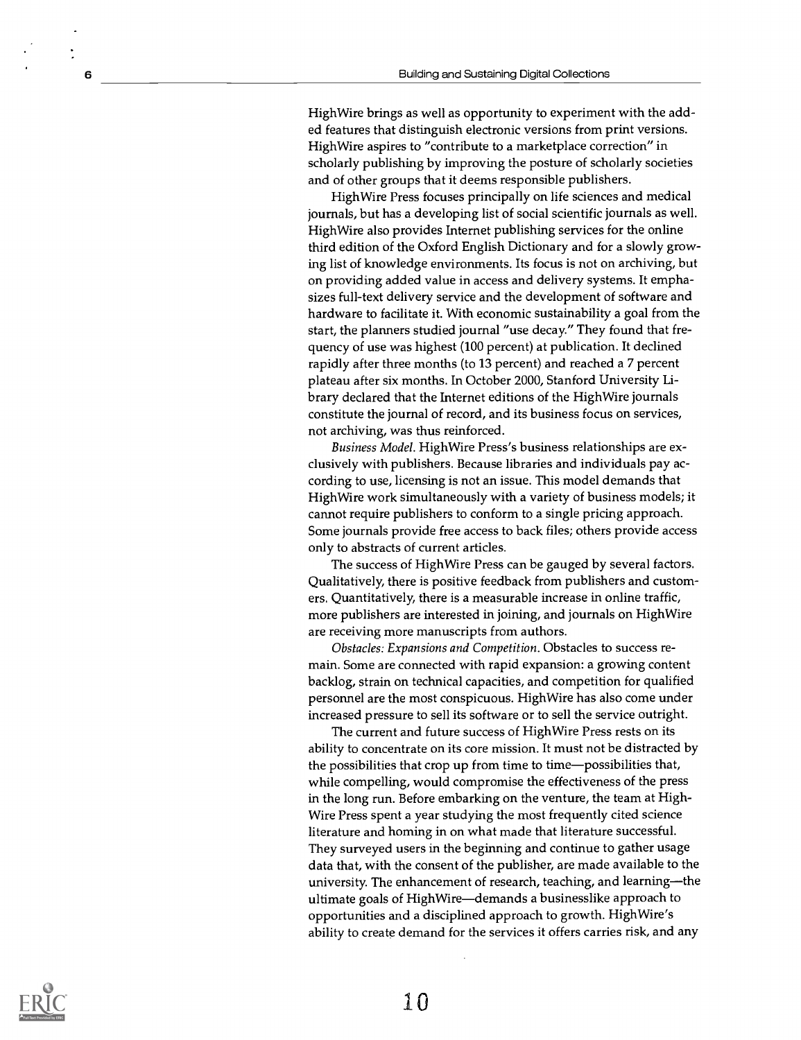HighWire brings as well as opportunity to experiment with the added features that distinguish electronic versions from print versions. HighWire aspires to "contribute to a marketplace correction" in scholarly publishing by improving the posture of scholarly societies and of other groups that it deems responsible publishers.

HighWire Press focuses principally on life sciences and medical journals, but has a developing list of social scientific journals as well. HighWire also provides Internet publishing services for the online third edition of the Oxford English Dictionary and for a slowly growing list of knowledge environments. Its focus is not on archiving, but on providing added value in access and delivery systems. It emphasizes full-text delivery service and the development of software and hardware to facilitate it. With economic sustainability a goal from the start, the planners studied journal "use decay." They found that frequency of use was highest (100 percent) at publication. It declined rapidly after three months (to 13 percent) and reached a 7 percent plateau after six months. In October 2000, Stanford University Library declared that the Internet editions of the HighWire journals constitute the journal of record, and its business focus on services, not archiving, was thus reinforced.

*Business Model.* HighWire Press's business relationships are exclusively with publishers. Because libraries and individuals pay according to use, licensing is not an issue. This model demands that HighWire work simultaneously with a variety of business models; it cannot require publishers to conform to a single pricing approach. Some journals provide free access to back files; others provide access only to abstracts of current articles.

The success of HighWire Press can be gauged by several factors. Qualitatively, there is positive feedback from publishers and customers. Quantitatively, there is a measurable increase in online traffic, more publishers are interested in joining, and journals on HighWire are receiving more manuscripts from authors.

*Obstacles: Expansions and Competition.* Obstacles to success remain. Some are connected with rapid expansion: a growing content backlog, strain on technical capacities, and competition for qualified personnel are the most conspicuous. HighWire has also come under increased pressure to sell its software or to sell the service outright.

The current and future success of HighWire Press rests on its ability to concentrate on its core mission. It must not be distracted by the possibilities that crop up from time to time—possibilities that, while compelling, would compromise the effectiveness of the press in the long run. Before embarking on the venture, the team at HighWire Press spent a year studying the most frequently cited science literature and homing in on what made that literature successful. They surveyed users in the beginning and continue to gather usage data that, with the consent of the publisher, are made available to the university. The enhancement of research, teaching, and learning—the ultimate goals of HighWire—demands a businesslike approach to opportunities and a disciplined approach to growth. HighWire's ability to create demand for the services it offers carries risk, and any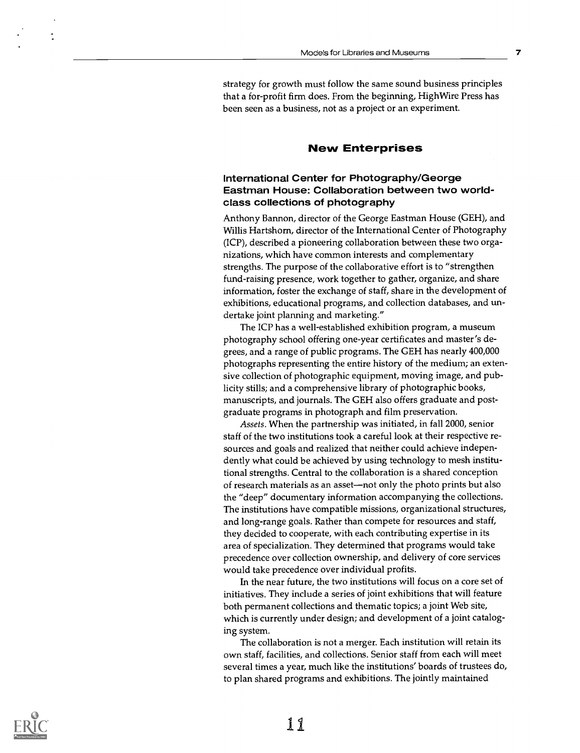strategy for growth must follow the same sound business principles that a for-profit firm does. From the beginning, HighWire Press has been seen as a business, not as a project or an experiment.

## New Enterprises

### International Center for Photography/George Eastman House: Collaboration between two world-class collections of photography

Anthony Bannon, director of the George Eastman House (GEH), and Willis Hartshorn, director of the International Center of Photography (ICP), described a pioneering collaboration between these two organizations, which have common interests and complementary strengths. The purpose of the collaborative effort is to "strengthen fund-raising presence, work together to gather, organize, and share information, foster the exchange of staff, share in the development of exhibitions, educational programs, and collection databases, and undertake joint planning and marketing."

The ICP has a well-established exhibition program, a museum photography school offering one-year certificates and master's degrees, and a range of public programs. The GEH has nearly 400,000 photographs representing the entire history of the medium; an extensive collection of photographic equipment, moving image, and publicity stills; and a comprehensive library of photographic books, manuscripts, and journals. The GEH also offers graduate and post-graduate programs in photograph and film preservation.

*Assets*. When the partnership was initiated, in fall 2000, senior staff of the two institutions took a careful look at their respective resources and goals and realized that neither could achieve independently what could be achieved by using technology to mesh institutional strengths. Central to the collaboration is a shared conception of research materials as an asset—not only the photo prints but also the "deep" documentary information accompanying the collections. The institutions have compatible missions, organizational structures, and long-range goals. Rather than compete for resources and staff, they decided to cooperate, with each contributing expertise in its area of specialization. They determined that programs would take precedence over collection ownership, and delivery of core services would take precedence over individual profits.

In the near future, the two institutions will focus on a core set of initiatives. They include a series of joint exhibitions that will feature both permanent collections and thematic topics; a joint Web site, which is currently under design; and development of a joint cataloging system.

The collaboration is not a merger. Each institution will retain its own staff, facilities, and collections. Senior staff from each will meet several times a year, much like the institutions' boards of trustees do, to plan shared programs and exhibitions. The jointly maintained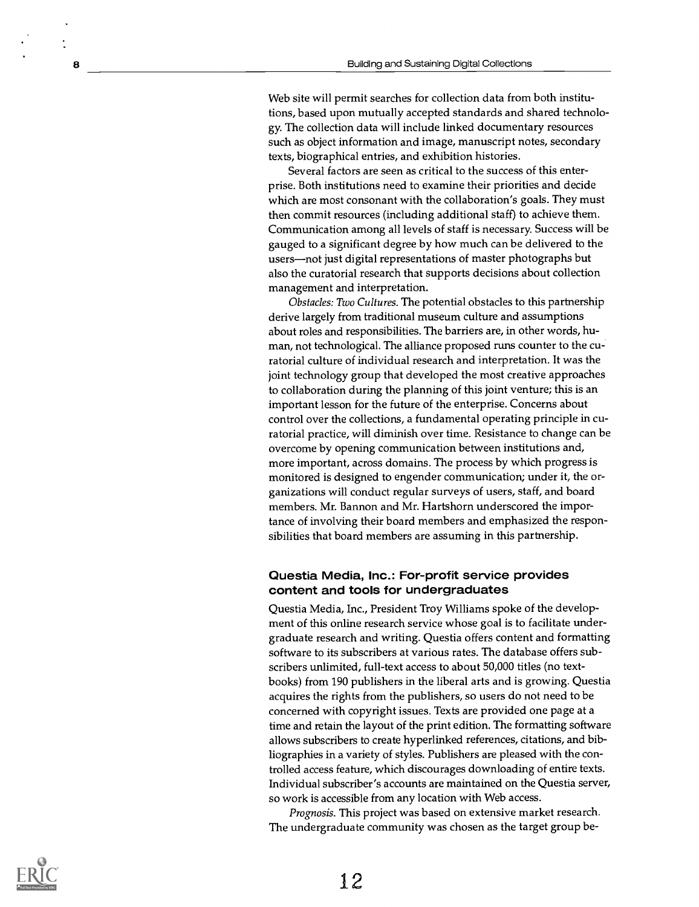Web site will permit searches for collection data from both institutions, based upon mutually accepted standards and shared technology. The collection data will include linked documentary resources such as object information and image, manuscript notes, secondary texts, biographical entries, and exhibition histories.

Several factors are seen as critical to the success of this enterprise. Both institutions need to examine their priorities and decide which are most consonant with the collaboration's goals. They must then commit resources (including additional staff) to achieve them. Communication among all levels of staff is necessary. Success will be gauged to a significant degree by how much can be delivered to the users—not just digital representations of master photographs but also the curatorial research that supports decisions about collection management and interpretation.

*Obstacles: Two Cultures.* The potential obstacles to this partnership derive largely from traditional museum culture and assumptions about roles and responsibilities. The barriers are, in other words, human, not technological. The alliance proposed runs counter to the curatorial culture of individual research and interpretation. It was the joint technology group that developed the most creative approaches to collaboration during the planning of this joint venture; this is an important lesson for the future of the enterprise. Concerns about control over the collections, a fundamental operating principle in curatorial practice, will diminish over time. Resistance to change can be overcome by opening communication between institutions and, more important, across domains. The process by which progress is monitored is designed to engender communication; under it, the organizations will conduct regular surveys of users, staff, and board members. Mr. Bannon and Mr. Hartshorn underscored the importance of involving their board members and emphasized the responsibilities that board members are assuming in this partnership.

### Questia Media, Inc.: For-profit service provides content and tools for undergraduates

Questia Media, Inc., President Troy Williams spoke of the development of this online research service whose goal is to facilitate undergraduate research and writing. Questia offers content and formatting software to its subscribers at various rates. The database offers subscribers unlimited, full-text access to about 50,000 titles (no textbooks) from 190 publishers in the liberal arts and is growing. Questia acquires the rights from the publishers, so users do not need to be concerned with copyright issues. Texts are provided one page at a time and retain the layout of the print edition. The formatting software allows subscribers to create hyperlinked references, citations, and bibliographies in a variety of styles. Publishers are pleased with the controlled access feature, which discourages downloading of entire texts. Individual subscriber's accounts are maintained on the Questia server, so work is accessible from any location with Web access.

*Prognosis.* This project was based on extensive market research. The undergraduate community was chosen as the target group be-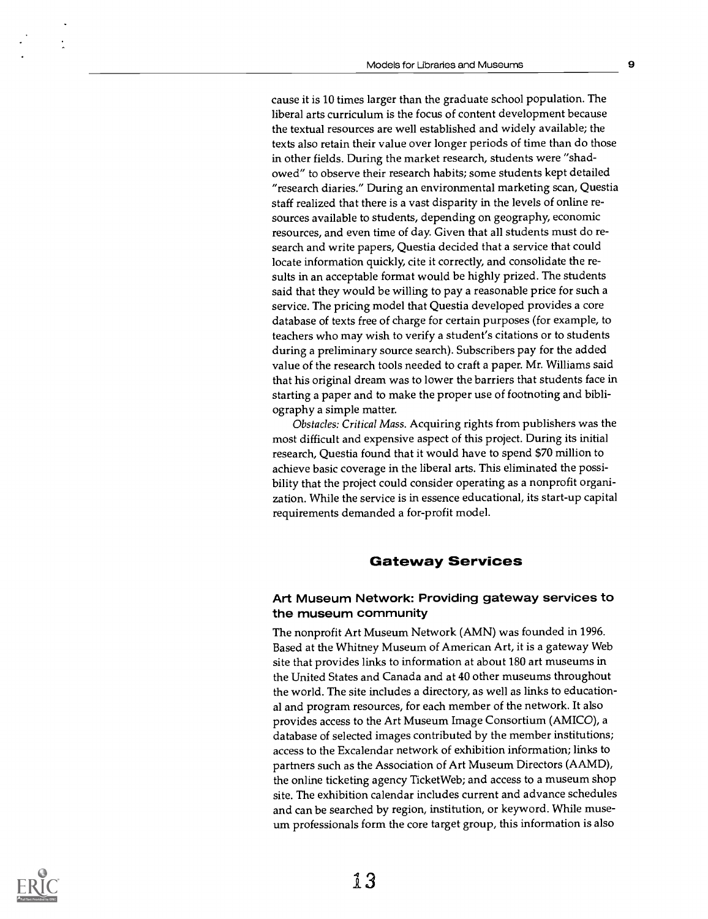cause it is 10 times larger than the graduate school population. The liberal arts curriculum is the focus of content development because the textual resources are well established and widely available; the texts also retain their value over longer periods of time than do those in other fields. During the market research, students were "shadowed" to observe their research habits; some students kept detailed "research diaries." During an environmental marketing scan, Questia staff realized that there is a vast disparity in the levels of online resources available to students, depending on geography, economic resources, and even time of day. Given that all students must do research and write papers, Questia decided that a service that could locate information quickly, cite it correctly, and consolidate the results in an acceptable format would be highly prized. The students said that they would be willing to pay a reasonable price for such a service. The pricing model that Questia developed provides a core database of texts free of charge for certain purposes (for example, to teachers who may wish to verify a student's citations or to students during a preliminary source search). Subscribers pay for the added value of the research tools needed to craft a paper. Mr. Williams said that his original dream was to lower the barriers that students face in starting a paper and to make the proper use of footnoting and bibliography a simple matter.

*Obstacles: Critical Mass.* Acquiring rights from publishers was the most difficult and expensive aspect of this project. During its initial research, Questia found that it would have to spend $70 million to achieve basic coverage in the liberal arts. This eliminated the possibility that the project could consider operating as a nonprofit organization. While the service is in essence educational, its start-up capital requirements demanded a for-profit model.

## Gateway Services

### Art Museum Network: Providing gateway services to the museum community

The nonprofit Art Museum Network (AMN) was founded in 1996. Based at the Whitney Museum of American Art, it is a gateway Web site that provides links to information at about 180 art museums in the United States and Canada and at 40 other museums throughout the world. The site includes a directory, as well as links to educational and program resources, for each member of the network. It also provides access to the Art Museum Image Consortium (AMICO), a database of selected images contributed by the member institutions; access to the Excalendar network of exhibition information; links to partners such as the Association of Art Museum Directors (AAMD), the online ticketing agency TicketWeb; and access to a museum shop site. The exhibition calendar includes current and advance schedules and can be searched by region, institution, or keyword. While museum professionals form the core target group, this information is also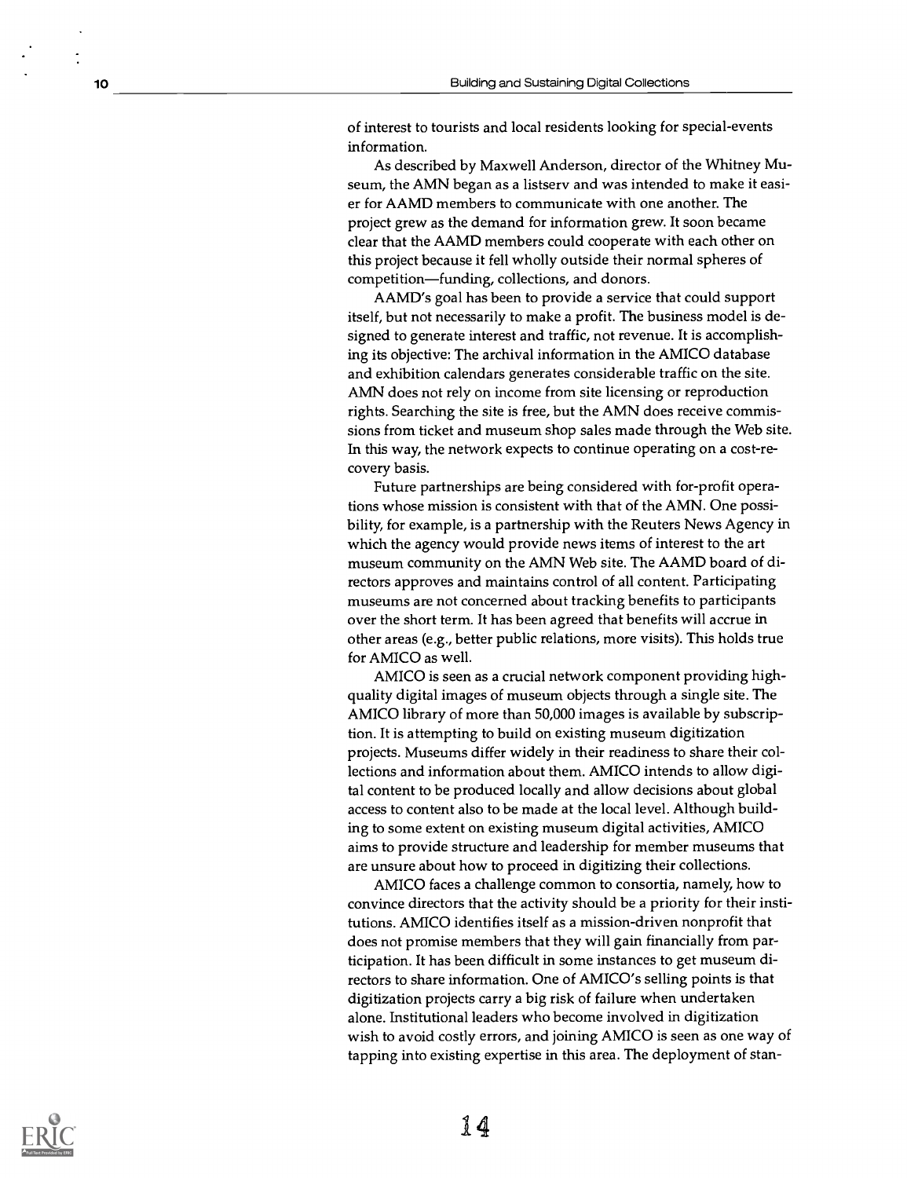of interest to tourists and local residents looking for special-events information.

As described by Maxwell Anderson, director of the Whitney Museum, the AMN began as a listserv and was intended to make it easier for AAMD members to communicate with one another. The project grew as the demand for information grew. It soon became clear that the AAMD members could cooperate with each other on this project because it fell wholly outside their normal spheres of competition—funding, collections, and donors.

AAMD's goal has been to provide a service that could support itself, but not necessarily to make a profit. The business model is designed to generate interest and traffic, not revenue. It is accomplishing its objective: The archival information in the AMICO database and exhibition calendars generates considerable traffic on the site. AMN does not rely on income from site licensing or reproduction rights. Searching the site is free, but the AMN does receive commissions from ticket and museum shop sales made through the Web site. In this way, the network expects to continue operating on a cost-recovery basis.

Future partnerships are being considered with for-profit operations whose mission is consistent with that of the AMN. One possibility, for example, is a partnership with the Reuters News Agency in which the agency would provide news items of interest to the art museum community on the AMN Web site. The AAMD board of directors approves and maintains control of all content. Participating museums are not concerned about tracking benefits to participants over the short term. It has been agreed that benefits will accrue in other areas (e.g., better public relations, more visits). This holds true for AMICO as well.

AMICO is seen as a crucial network component providing high-quality digital images of museum objects through a single site. The AMICO library of more than 50,000 images is available by subscription. It is attempting to build on existing museum digitization projects. Museums differ widely in their readiness to share their collections and information about them. AMICO intends to allow digital content to be produced locally and allow decisions about global access to content also to be made at the local level. Although building to some extent on existing museum digital activities, AMICO aims to provide structure and leadership for member museums that are unsure about how to proceed in digitizing their collections.

AMICO faces a challenge common to consortia, namely, how to convince directors that the activity should be a priority for their institutions. AMICO identifies itself as a mission-driven nonprofit that does not promise members that they will gain financially from participation. It has been difficult in some instances to get museum directors to share information. One of AMICO's selling points is that digitization projects carry a big risk of failure when undertaken alone. Institutional leaders who become involved in digitization wish to avoid costly errors, and joining AMICO is seen as one way of tapping into existing expertise in this area. The deployment of stan-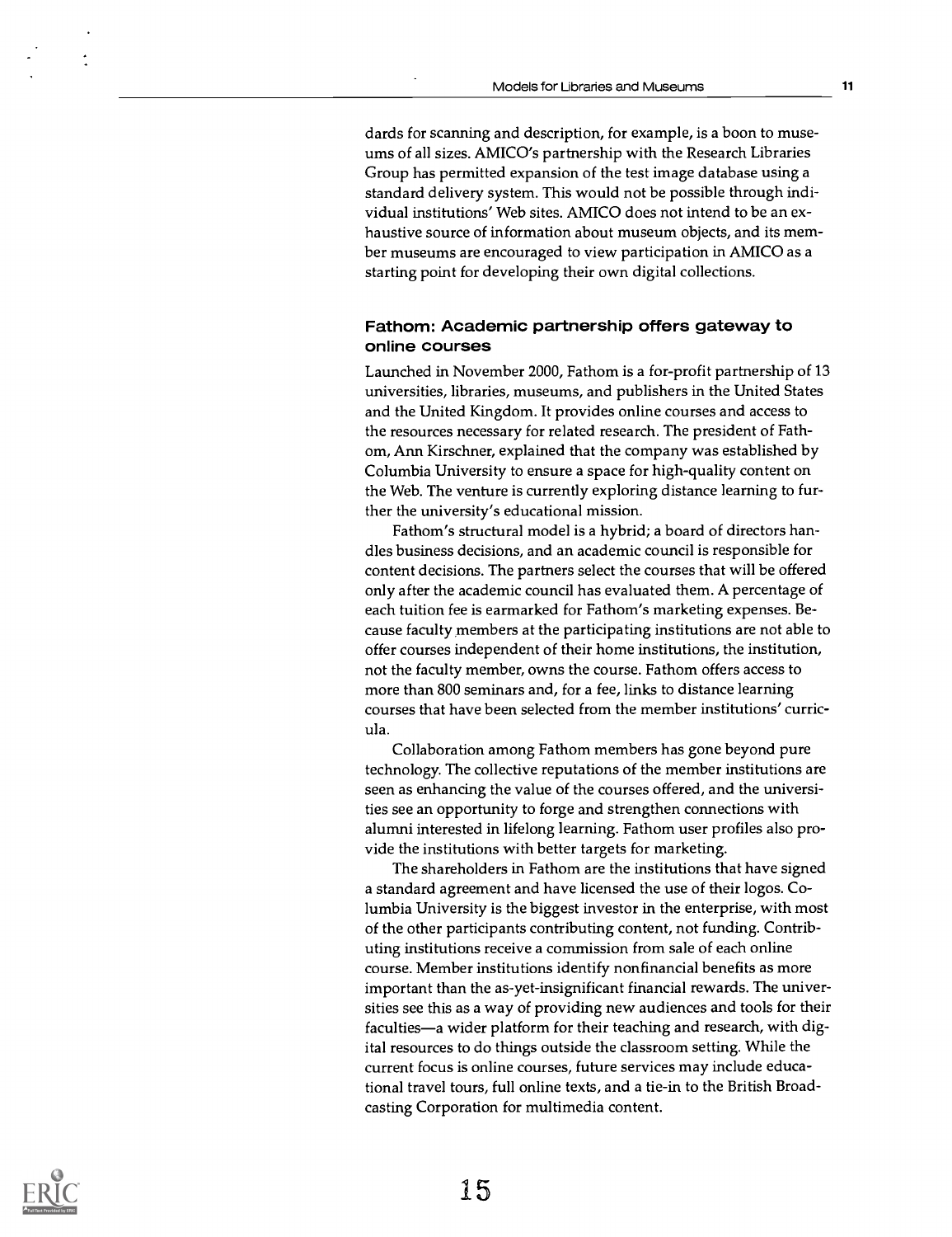dards for scanning and description, for example, is a boon to museums of all sizes. AMICO's partnership with the Research Libraries Group has permitted expansion of the test image database using a standard delivery system. This would not be possible through individual institutions' Web sites. AMICO does not intend to be an exhaustive source of information about museum objects, and its member museums are encouraged to view participation in AMICO as a starting point for developing their own digital collections.

### Fathom: Academic partnership offers gateway to online courses

Launched in November 2000, Fathom is a for-profit partnership of 13 universities, libraries, museums, and publishers in the United States and the United Kingdom. It provides online courses and access to the resources necessary for related research. The president of Fathom, Ann Kirschner, explained that the company was established by Columbia University to ensure a space for high-quality content on the Web. The venture is currently exploring distance learning to further the university's educational mission.

Fathom's structural model is a hybrid; a board of directors handles business decisions, and an academic council is responsible for content decisions. The partners select the courses that will be offered only after the academic council has evaluated them. A percentage of each tuition fee is earmarked for Fathom's marketing expenses. Because faculty members at the participating institutions are not able to offer courses independent of their home institutions, the institution, not the faculty member, owns the course. Fathom offers access to more than 800 seminars and, for a fee, links to distance learning courses that have been selected from the member institutions' curricula.

Collaboration among Fathom members has gone beyond pure technology. The collective reputations of the member institutions are seen as enhancing the value of the courses offered, and the universities see an opportunity to forge and strengthen connections with alumni interested in lifelong learning. Fathom user profiles also provide the institutions with better targets for marketing.

The shareholders in Fathom are the institutions that have signed a standard agreement and have licensed the use of their logos. Columbia University is the biggest investor in the enterprise, with most of the other participants contributing content, not funding. Contributing institutions receive a commission from sale of each online course. Member institutions identify nonfinancial benefits as more important than the as-yet-insignificant financial rewards. The universities see this as a way of providing new audiences and tools for their faculties—a wider platform for their teaching and research, with digital resources to do things outside the classroom setting. While the current focus is online courses, future services may include educational travel tours, full online texts, and a tie-in to the British Broadcasting Corporation for multimedia content.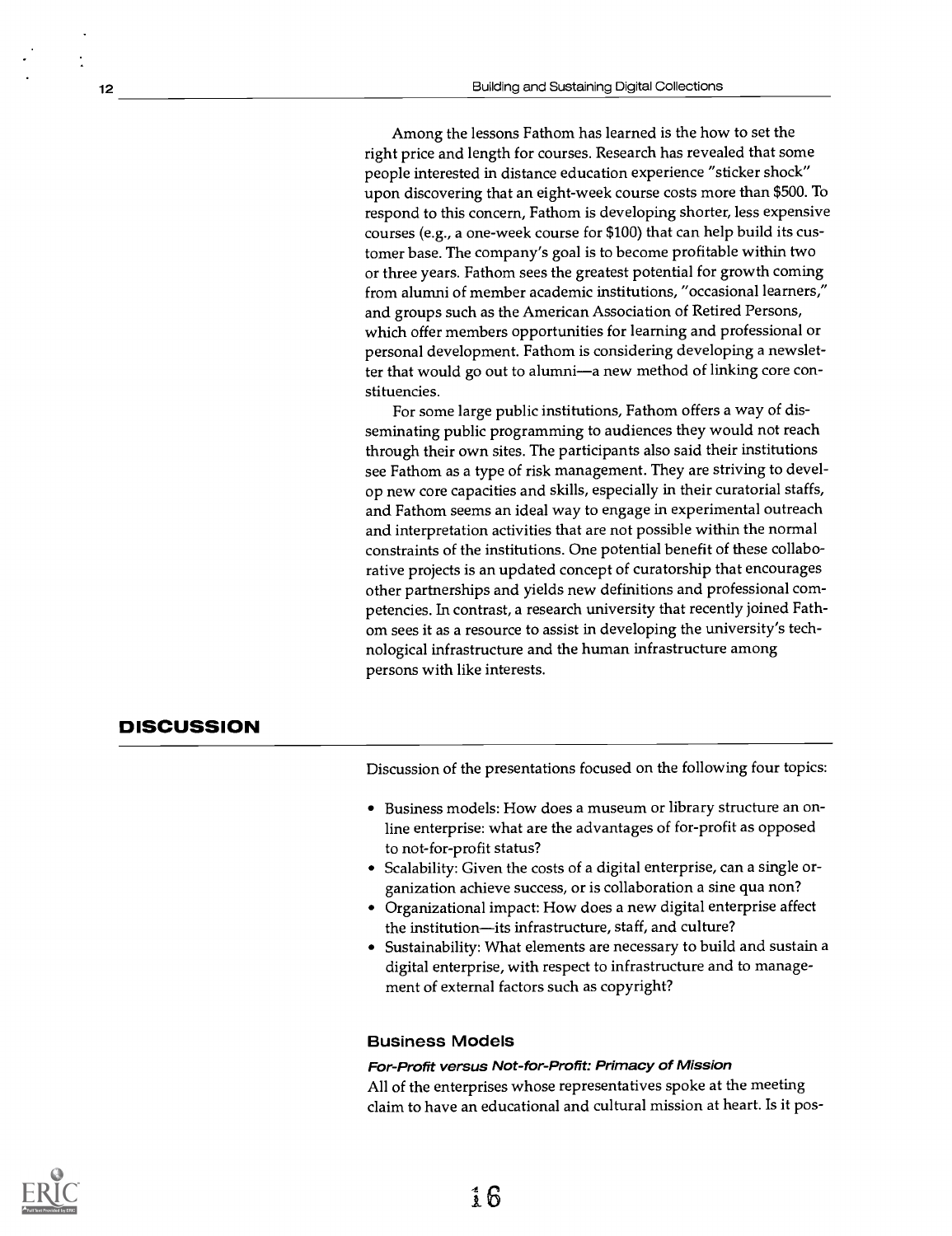Among the lessons Fathom has learned is the how to set the right price and length for courses. Research has revealed that some people interested in distance education experience "sticker shock" upon discovering that an eight-week course costs more than $500. To respond to this concern, Fathom is developing shorter, less expensive courses (e.g., a one-week course for $100) that can help build its customer base. The company's goal is to become profitable within two or three years. Fathom sees the greatest potential for growth coming from alumni of member academic institutions, "occasional learners," and groups such as the American Association of Retired Persons, which offer members opportunities for learning and professional or personal development. Fathom is considering developing a newsletter that would go out to alumni—a new method of linking core constituencies.

For some large public institutions, Fathom offers a way of disseminating public programming to audiences they would not reach through their own sites. The participants also said their institutions see Fathom as a type of risk management. They are striving to develop new core capacities and skills, especially in their curatorial staffs, and Fathom seems an ideal way to engage in experimental outreach and interpretation activities that are not possible within the normal constraints of the institutions. One potential benefit of these collaborative projects is an updated concept of curatorship that encourages other partnerships and yields new definitions and professional competencies. In contrast, a research university that recently joined Fathom sees it as a resource to assist in developing the university's technological infrastructure and the human infrastructure among persons with like interests.

## DISCUSSION

Discussion of the presentations focused on the following four topics:

- Business models: How does a museum or library structure an online enterprise: what are the advantages of for-profit as opposed to not-for-profit status?
- Scalability: Given the costs of a digital enterprise, can a single organization achieve success, or is collaboration a sine qua non?
- Organizational impact: How does a new digital enterprise affect the institution—its infrastructure, staff, and culture?
- Sustainability: What elements are necessary to build and sustain a digital enterprise, with respect to infrastructure and to management of external factors such as copyright?

### Business Models

#### *For-Profit versus Not-for-Profit: Primacy of Mission*

All of the enterprises whose representatives spoke at the meeting claim to have an educational and cultural mission at heart. Is it pos-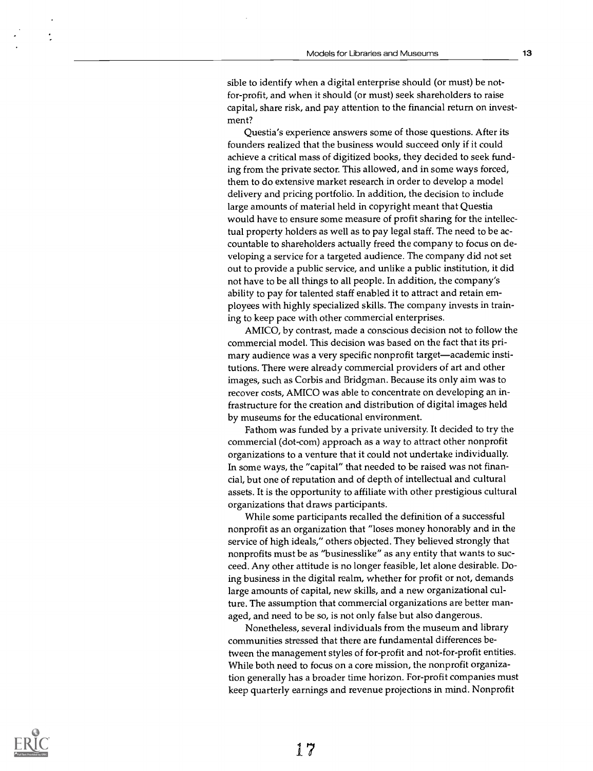sible to identify when a digital enterprise should (or must) be not-for-profit, and when it should (or must) seek shareholders to raise capital, share risk, and pay attention to the financial return on investment?

Questia's experience answers some of those questions. After its founders realized that the business would succeed only if it could achieve a critical mass of digitized books, they decided to seek funding from the private sector. This allowed, and in some ways forced, them to do extensive market research in order to develop a model delivery and pricing portfolio. In addition, the decision to include large amounts of material held in copyright meant that Questia would have to ensure some measure of profit sharing for the intellectual property holders as well as to pay legal staff. The need to be accountable to shareholders actually freed the company to focus on developing a service for a targeted audience. The company did not set out to provide a public service, and unlike a public institution, it did not have to be all things to all people. In addition, the company's ability to pay for talented staff enabled it to attract and retain employees with highly specialized skills. The company invests in training to keep pace with other commercial enterprises.

AMICO, by contrast, made a conscious decision not to follow the commercial model. This decision was based on the fact that its primary audience was a very specific nonprofit target—academic institutions. There were already commercial providers of art and other images, such as Corbis and Bridgman. Because its only aim was to recover costs, AMICO was able to concentrate on developing an infrastructure for the creation and distribution of digital images held by museums for the educational environment.

Fathom was funded by a private university. It decided to try the commercial (dot-com) approach as a way to attract other nonprofit organizations to a venture that it could not undertake individually. In some ways, the "capital" that needed to be raised was not financial, but one of reputation and of depth of intellectual and cultural assets. It is the opportunity to affiliate with other prestigious cultural organizations that draws participants.

While some participants recalled the definition of a successful nonprofit as an organization that "loses money honorably and in the service of high ideals," others objected. They believed strongly that nonprofits must be as "businesslike" as any entity that wants to succeed. Any other attitude is no longer feasible, let alone desirable. Doing business in the digital realm, whether for profit or not, demands large amounts of capital, new skills, and a new organizational culture. The assumption that commercial organizations are better managed, and need to be so, is not only false but also dangerous.

Nonetheless, several individuals from the museum and library communities stressed that there are fundamental differences between the management styles of for-profit and not-for-profit entities. While both need to focus on a core mission, the nonprofit organization generally has a broader time horizon. For-profit companies must keep quarterly earnings and revenue projections in mind. Nonprofit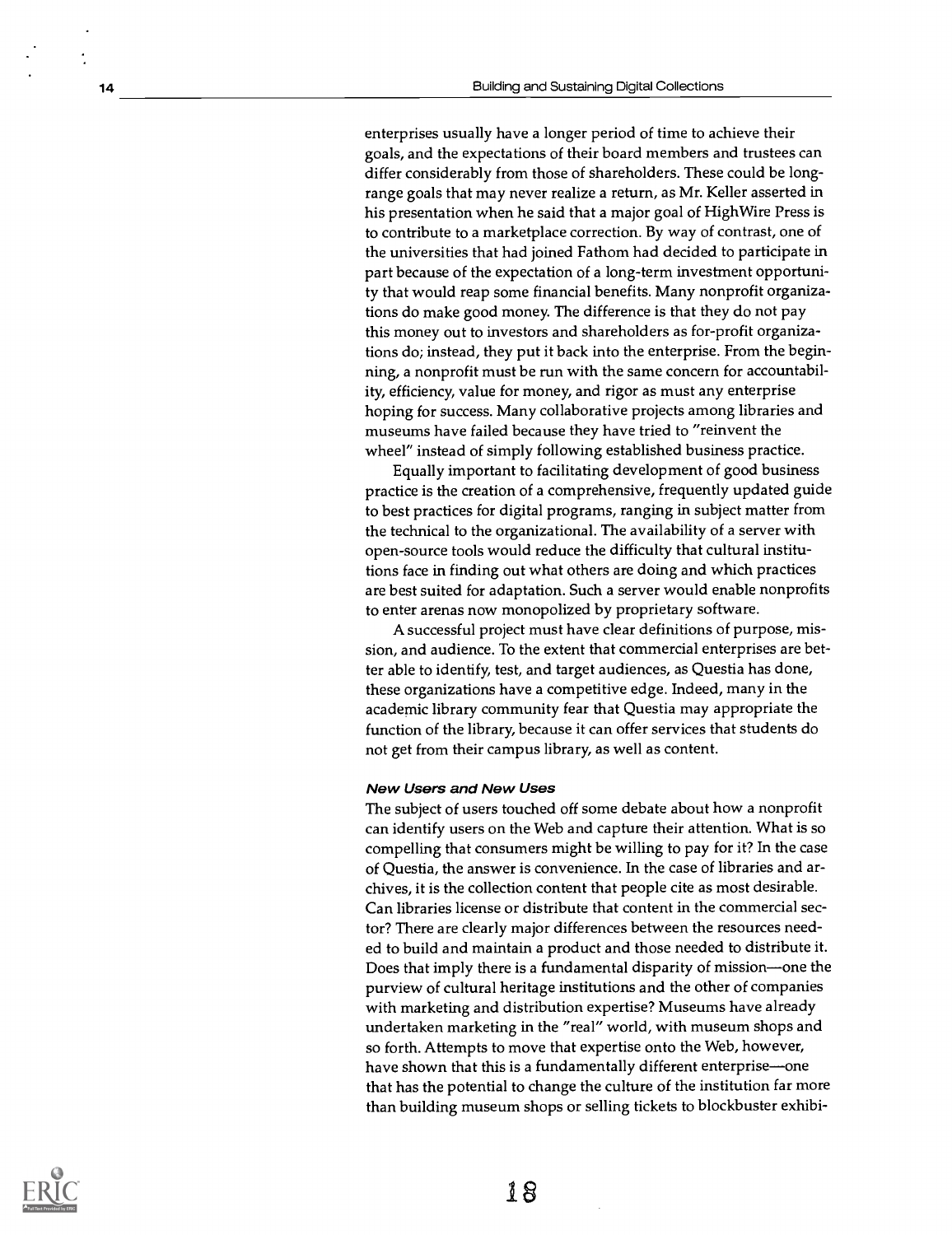enterprises usually have a longer period of time to achieve their goals, and the expectations of their board members and trustees can differ considerably from those of shareholders. These could be long-range goals that may never realize a return, as Mr. Keller asserted in his presentation when he said that a major goal of HighWire Press is to contribute to a marketplace correction. By way of contrast, one of the universities that had joined Fathom had decided to participate in part because of the expectation of a long-term investment opportunity that would reap some financial benefits. Many nonprofit organizations do make good money. The difference is that they do not pay this money out to investors and shareholders as for-profit organizations do; instead, they put it back into the enterprise. From the beginning, a nonprofit must be run with the same concern for accountability, efficiency, value for money, and rigor as must any enterprise hoping for success. Many collaborative projects among libraries and museums have failed because they have tried to "reinvent the wheel" instead of simply following established business practice.

Equally important to facilitating development of good business practice is the creation of a comprehensive, frequently updated guide to best practices for digital programs, ranging in subject matter from the technical to the organizational. The availability of a server with open-source tools would reduce the difficulty that cultural institutions face in finding out what others are doing and which practices are best suited for adaptation. Such a server would enable nonprofits to enter arenas now monopolized by proprietary software.

A successful project must have clear definitions of purpose, mission, and audience. To the extent that commercial enterprises are better able to identify, test, and target audiences, as Questia has done, these organizations have a competitive edge. Indeed, many in the academic library community fear that Questia may appropriate the function of the library, because it can offer services that students do not get from their campus library, as well as content.

#### *New Users and New Uses*

The subject of users touched off some debate about how a nonprofit can identify users on the Web and capture their attention. What is so compelling that consumers might be willing to pay for it? In the case of Questia, the answer is convenience. In the case of libraries and archives, it is the collection content that people cite as most desirable. Can libraries license or distribute that content in the commercial sector? There are clearly major differences between the resources needed to build and maintain a product and those needed to distribute it. Does that imply there is a fundamental disparity of mission—one the purview of cultural heritage institutions and the other of companies with marketing and distribution expertise? Museums have already undertaken marketing in the "real" world, with museum shops and so forth. Attempts to move that expertise onto the Web, however, have shown that this is a fundamentally different enterprise—one that has the potential to change the culture of the institution far more than building museum shops or selling tickets to blockbuster exhibi-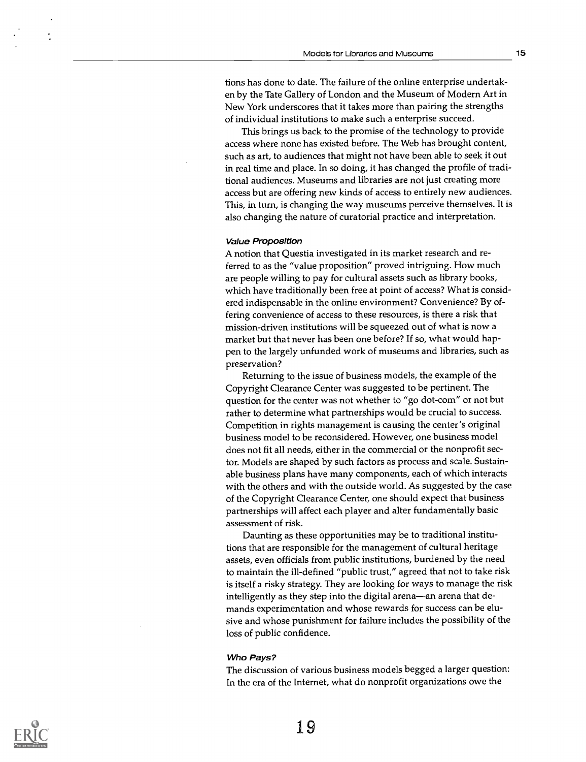tions has done to date. The failure of the online enterprise undertaken by the Tate Gallery of London and the Museum of Modern Art in New York underscores that it takes more than pairing the strengths of individual institutions to make such a enterprise succeed.

This brings us back to the promise of the technology to provide access where none has existed before. The Web has brought content, such as art, to audiences that might not have been able to seek it out in real time and place. In so doing, it has changed the profile of traditional audiences. Museums and libraries are not just creating more access but are offering new kinds of access to entirely new audiences. This, in turn, is changing the way museums perceive themselves. It is also changing the nature of curatorial practice and interpretation.

#### *Value Proposition*

A notion that Questia investigated in its market research and referred to as the "value proposition" proved intriguing. How much are people willing to pay for cultural assets such as library books, which have traditionally been free at point of access? What is considered indispensable in the online environment? Convenience? By offering convenience of access to these resources, is there a risk that mission-driven institutions will be squeezed out of what is now a market but that never has been one before? If so, what would happen to the largely unfunded work of museums and libraries, such as preservation?

Returning to the issue of business models, the example of the Copyright Clearance Center was suggested to be pertinent. The question for the center was not whether to "go dot-com" or not but rather to determine what partnerships would be crucial to success. Competition in rights management is causing the center's original business model to be reconsidered. However, one business model does not fit all needs, either in the commercial or the nonprofit sector. Models are shaped by such factors as process and scale. Sustainable business plans have many components, each of which interacts with the others and with the outside world. As suggested by the case of the Copyright Clearance Center, one should expect that business partnerships will affect each player and alter fundamentally basic assessment of risk.

Daunting as these opportunities may be to traditional institutions that are responsible for the management of cultural heritage assets, even officials from public institutions, burdened by the need to maintain the ill-defined "public trust," agreed that not to take risk is itself a risky strategy. They are looking for ways to manage the risk intelligently as they step into the digital arena—an arena that demands experimentation and whose rewards for success can be elusive and whose punishment for failure includes the possibility of the loss of public confidence.

#### *Who Pays?*

The discussion of various business models begged a larger question: In the era of the Internet, what do nonprofit organizations owe the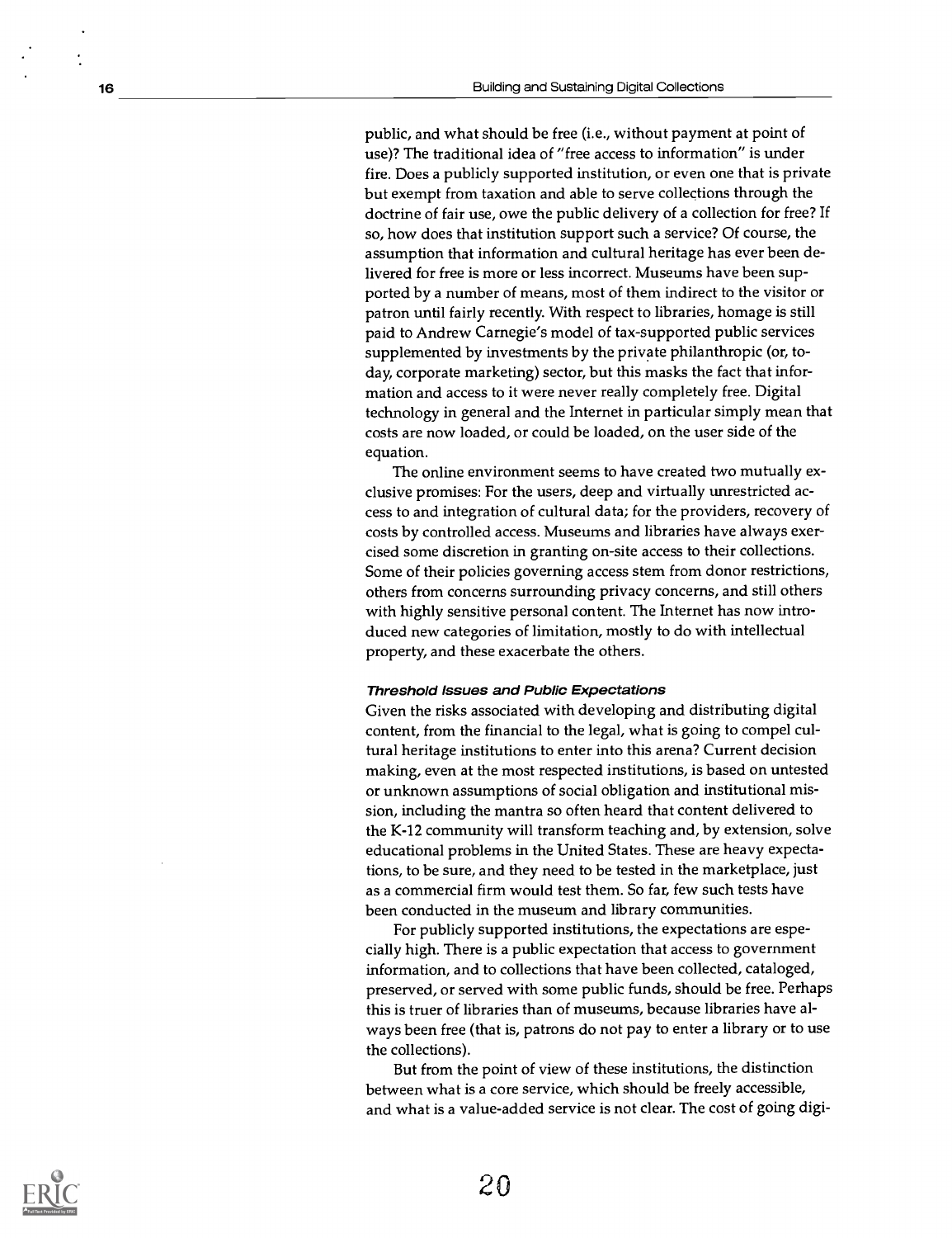public, and what should be free (i.e., without payment at point of use)? The traditional idea of "free access to information" is under fire. Does a publicly supported institution, or even one that is private but exempt from taxation and able to serve collections through the doctrine of fair use, owe the public delivery of a collection for free? If so, how does that institution support such a service? Of course, the assumption that information and cultural heritage has ever been delivered for free is more or less incorrect. Museums have been supported by a number of means, most of them indirect to the visitor or patron until fairly recently. With respect to libraries, homage is still paid to Andrew Carnegie's model of tax-supported public services supplemented by investments by the private philanthropic (or, today, corporate marketing) sector, but this masks the fact that information and access to it were never really completely free. Digital technology in general and the Internet in particular simply mean that costs are now loaded, or could be loaded, on the user side of the equation.

The online environment seems to have created two mutually exclusive promises: For the users, deep and virtually unrestricted access to and integration of cultural data; for the providers, recovery of costs by controlled access. Museums and libraries have always exercised some discretion in granting on-site access to their collections. Some of their policies governing access stem from donor restrictions, others from concerns surrounding privacy concerns, and still others with highly sensitive personal content. The Internet has now introduced new categories of limitation, mostly to do with intellectual property, and these exacerbate the others.

#### *Threshold Issues and Public Expectations*

Given the risks associated with developing and distributing digital content, from the financial to the legal, what is going to compel cultural heritage institutions to enter into this arena? Current decision making, even at the most respected institutions, is based on untested or unknown assumptions of social obligation and institutional mission, including the mantra so often heard that content delivered to the K-12 community will transform teaching and, by extension, solve educational problems in the United States. These are heavy expectations, to be sure, and they need to be tested in the marketplace, just as a commercial firm would test them. So far, few such tests have been conducted in the museum and library communities.

For publicly supported institutions, the expectations are especially high. There is a public expectation that access to government information, and to collections that have been collected, cataloged, preserved, or served with some public funds, should be free. Perhaps this is truer of libraries than of museums, because libraries have always been free (that is, patrons do not pay to enter a library or to use the collections).

But from the point of view of these institutions, the distinction between what is a core service, which should be freely accessible, and what is a value-added service is not clear. The cost of going digi-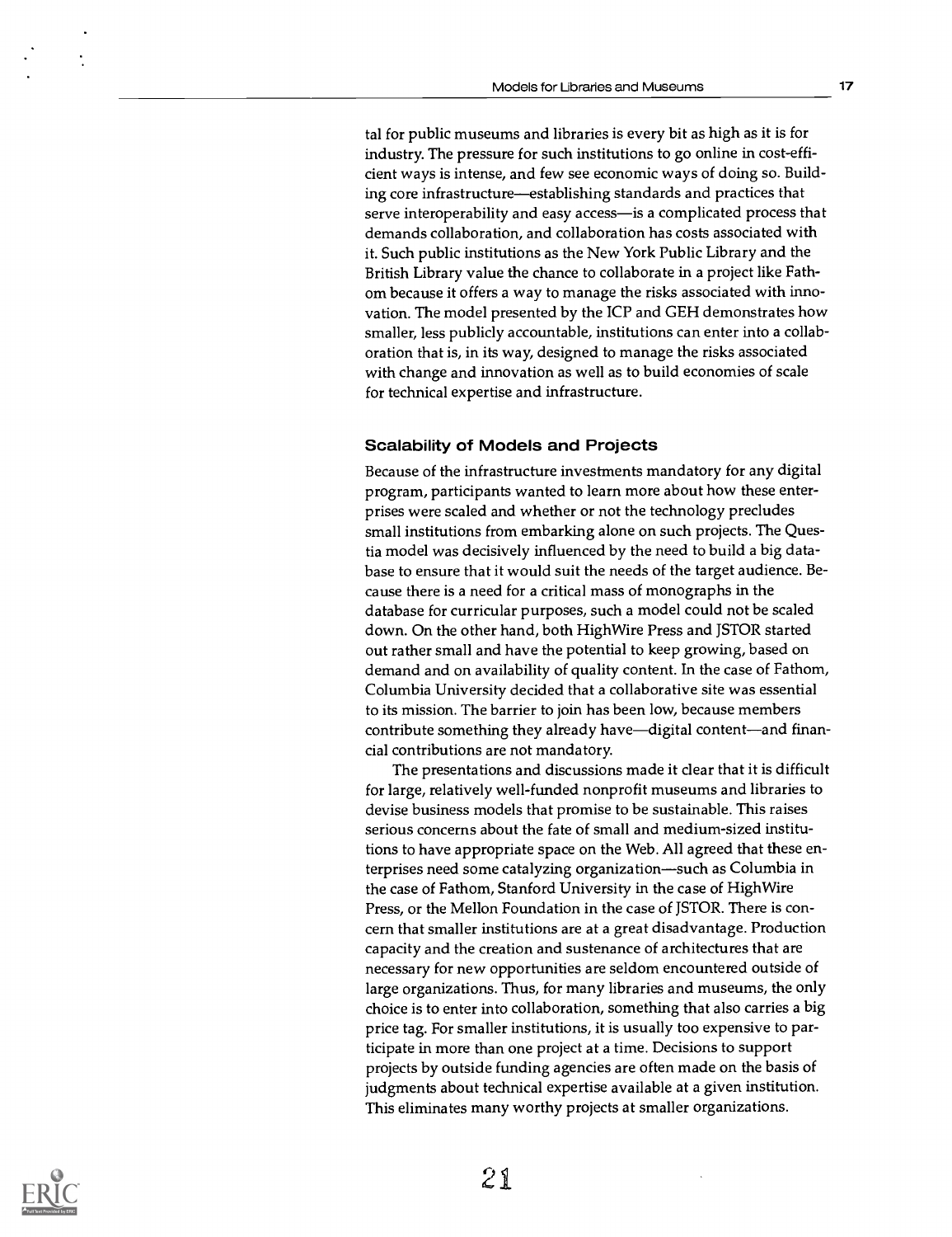tal for public museums and libraries is every bit as high as it is for industry. The pressure for such institutions to go online in cost-efficient ways is intense, and few see economic ways of doing so. Building core infrastructure—establishing standards and practices that serve interoperability and easy access—is a complicated process that demands collaboration, and collaboration has costs associated with it. Such public institutions as the New York Public Library and the British Library value the chance to collaborate in a project like Fathom because it offers a way to manage the risks associated with innovation. The model presented by the ICP and GEH demonstrates how smaller, less publicly accountable, institutions can enter into a collaboration that is, in its way, designed to manage the risks associated with change and innovation as well as to build economies of scale for technical expertise and infrastructure.

### Scalability of Models and Projects

Because of the infrastructure investments mandatory for any digital program, participants wanted to learn more about how these enterprises were scaled and whether or not the technology precludes small institutions from embarking alone on such projects. The Questia model was decisively influenced by the need to build a big database to ensure that it would suit the needs of the target audience. Because there is a need for a critical mass of monographs in the database for curricular purposes, such a model could not be scaled down. On the other hand, both HighWire Press and JSTOR started out rather small and have the potential to keep growing, based on demand and on availability of quality content. In the case of Fathom, Columbia University decided that a collaborative site was essential to its mission. The barrier to join has been low, because members contribute something they already have—digital content—and financial contributions are not mandatory.

The presentations and discussions made it clear that it is difficult for large, relatively well-funded nonprofit museums and libraries to devise business models that promise to be sustainable. This raises serious concerns about the fate of small and medium-sized institutions to have appropriate space on the Web. All agreed that these enterprises need some catalyzing organization—such as Columbia in the case of Fathom, Stanford University in the case of HighWire Press, or the Mellon Foundation in the case of JSTOR. There is concern that smaller institutions are at a great disadvantage. Production capacity and the creation and sustenance of architectures that are necessary for new opportunities are seldom encountered outside of large organizations. Thus, for many libraries and museums, the only choice is to enter into collaboration, something that also carries a big price tag. For smaller institutions, it is usually too expensive to participate in more than one project at a time. Decisions to support projects by outside funding agencies are often made on the basis of judgments about technical expertise available at a given institution. This eliminates many worthy projects at smaller organizations.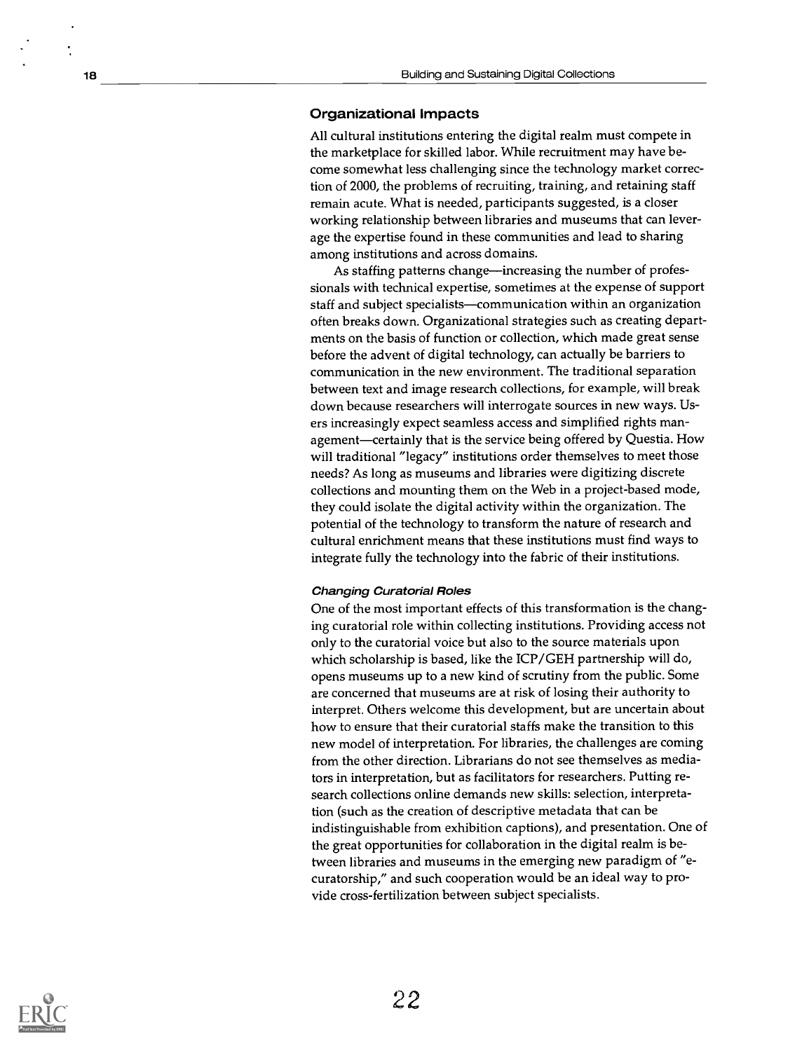### Organizational Impacts

All cultural institutions entering the digital realm must compete in the marketplace for skilled labor. While recruitment may have become somewhat less challenging since the technology market correction of 2000, the problems of recruiting, training, and retaining staff remain acute. What is needed, participants suggested, is a closer working relationship between libraries and museums that can leverage the expertise found in these communities and lead to sharing among institutions and across domains.

As staffing patterns change—increasing the number of professionals with technical expertise, sometimes at the expense of support staff and subject specialists—communication within an organization often breaks down. Organizational strategies such as creating departments on the basis of function or collection, which made great sense before the advent of digital technology, can actually be barriers to communication in the new environment. The traditional separation between text and image research collections, for example, will break down because researchers will interrogate sources in new ways. Users increasingly expect seamless access and simplified rights management—certainly that is the service being offered by Questia. How will traditional "legacy" institutions order themselves to meet those needs? As long as museums and libraries were digitizing discrete collections and mounting them on the Web in a project-based mode, they could isolate the digital activity within the organization. The potential of the technology to transform the nature of research and cultural enrichment means that these institutions must find ways to integrate fully the technology into the fabric of their institutions.

#### *Changing Curatorial Roles*

One of the most important effects of this transformation is the changing curatorial role within collecting institutions. Providing access not only to the curatorial voice but also to the source materials upon which scholarship is based, like the ICP/GEH partnership will do, opens museums up to a new kind of scrutiny from the public. Some are concerned that museums are at risk of losing their authority to interpret. Others welcome this development, but are uncertain about how to ensure that their curatorial staffs make the transition to this new model of interpretation. For libraries, the challenges are coming from the other direction. Librarians do not see themselves as mediators in interpretation, but as facilitators for researchers. Putting research collections online demands new skills: selection, interpretation (such as the creation of descriptive metadata that can be indistinguishable from exhibition captions), and presentation. One of the great opportunities for collaboration in the digital realm is between libraries and museums in the emerging new paradigm of "e-curatorship," and such cooperation would be an ideal way to provide cross-fertilization between subject specialists.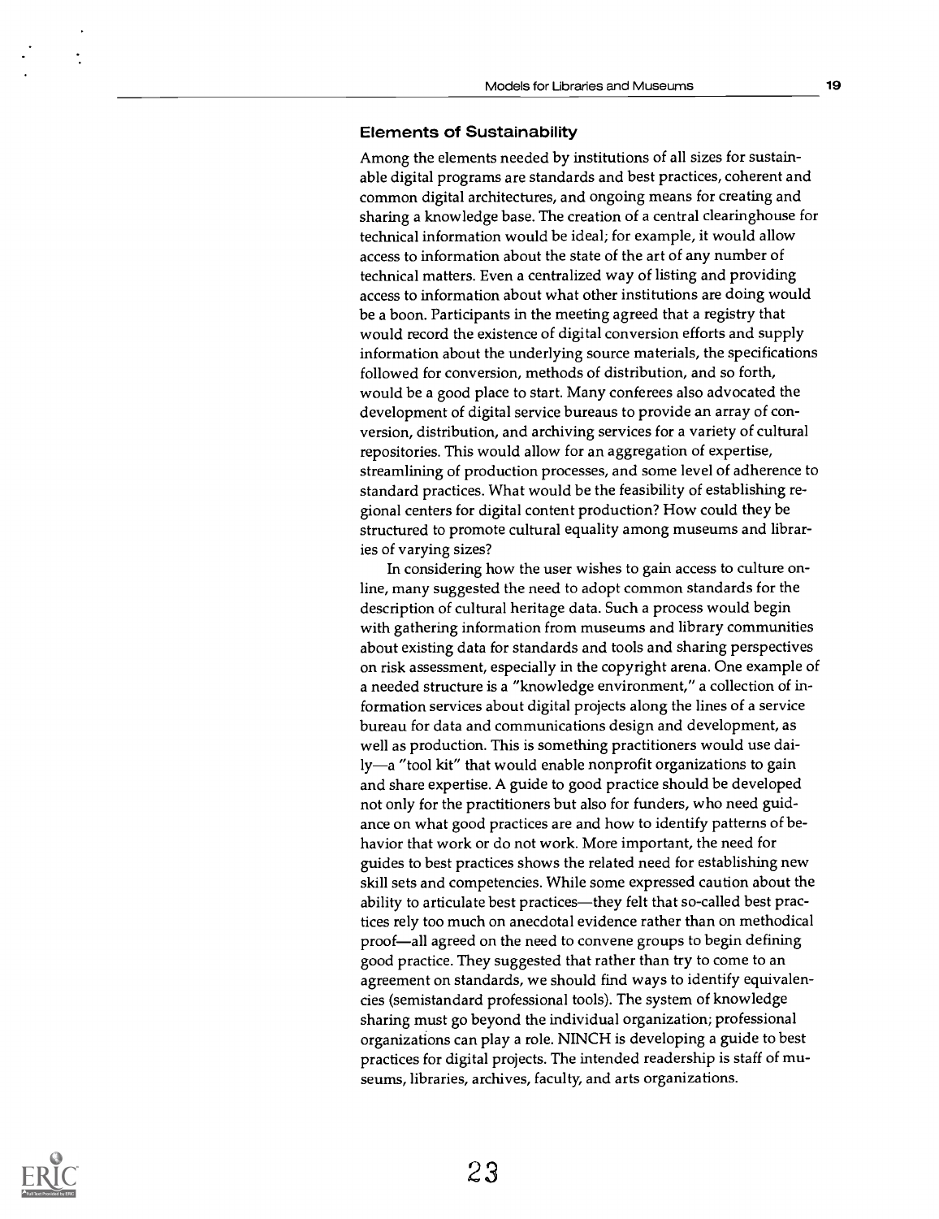### Elements of Sustainability

Among the elements needed by institutions of all sizes for sustainable digital programs are standards and best practices, coherent and common digital architectures, and ongoing means for creating and sharing a knowledge base. The creation of a central clearinghouse for technical information would be ideal; for example, it would allow access to information about the state of the art of any number of technical matters. Even a centralized way of listing and providing access to information about what other institutions are doing would be a boon. Participants in the meeting agreed that a registry that would record the existence of digital conversion efforts and supply information about the underlying source materials, the specifications followed for conversion, methods of distribution, and so forth, would be a good place to start. Many conferees also advocated the development of digital service bureaus to provide an array of conversion, distribution, and archiving services for a variety of cultural repositories. This would allow for an aggregation of expertise, streamlining of production processes, and some level of adherence to standard practices. What would be the feasibility of establishing regional centers for digital content production? How could they be structured to promote cultural equality among museums and libraries of varying sizes?

In considering how the user wishes to gain access to culture online, many suggested the need to adopt common standards for the description of cultural heritage data. Such a process would begin with gathering information from museums and library communities about existing data for standards and tools and sharing perspectives on risk assessment, especially in the copyright arena. One example of a needed structure is a "knowledge environment," a collection of information services about digital projects along the lines of a service bureau for data and communications design and development, as well as production. This is something practitioners would use daily—a "tool kit" that would enable nonprofit organizations to gain and share expertise. A guide to good practice should be developed not only for the practitioners but also for funders, who need guidance on what good practices are and how to identify patterns of behavior that work or do not work. More important, the need for guides to best practices shows the related need for establishing new skill sets and competencies. While some expressed caution about the ability to articulate best practices—they felt that so-called best practices rely too much on anecdotal evidence rather than on methodical proof—all agreed on the need to convene groups to begin defining good practice. They suggested that rather than try to come to an agreement on standards, we should find ways to identify equivalencies (semistandard professional tools). The system of knowledge sharing must go beyond the individual organization; professional organizations can play a role. NINCH is developing a guide to best practices for digital projects. The intended readership is staff of museums, libraries, archives, faculty, and arts organizations.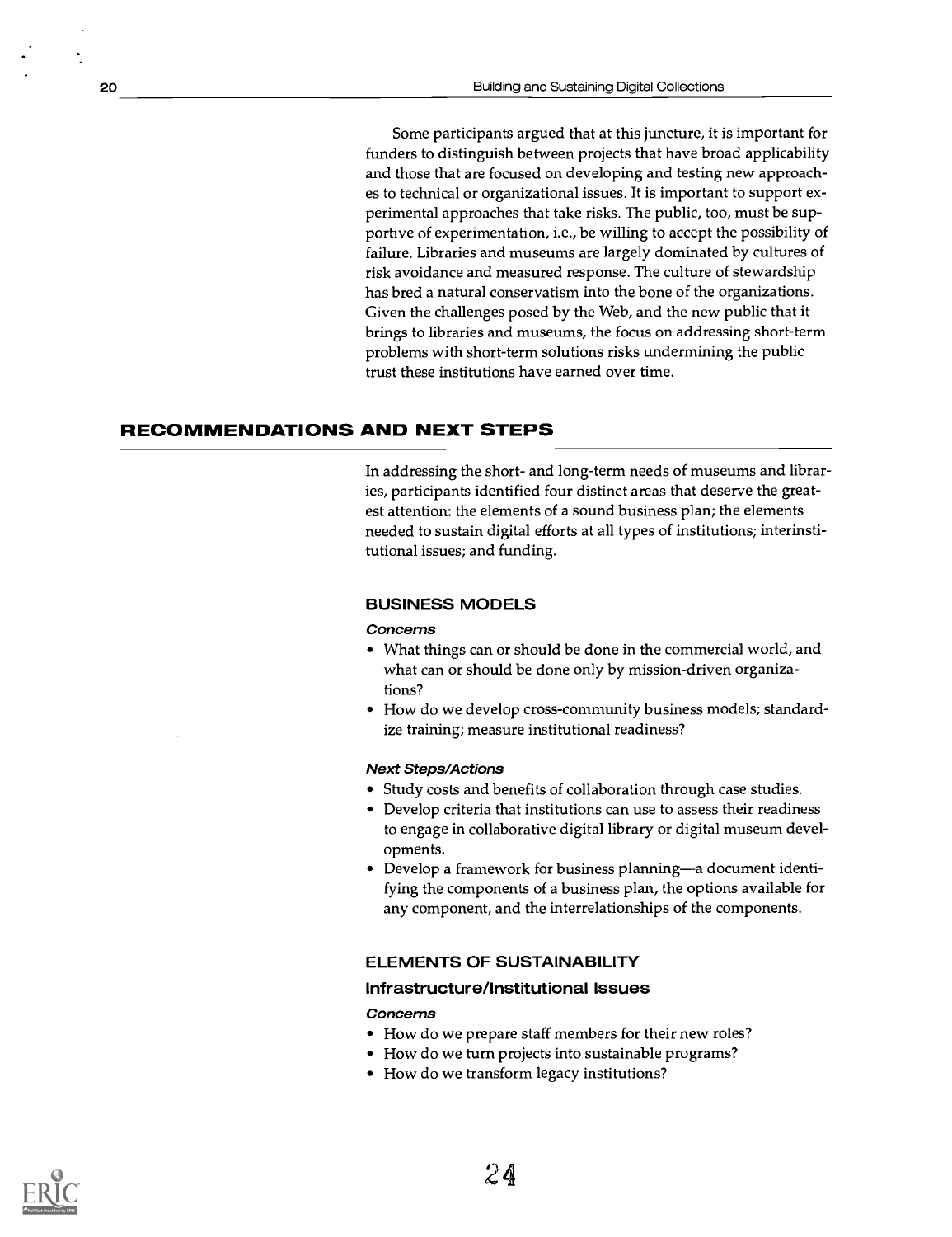Some participants argued that at this juncture, it is important for funders to distinguish between projects that have broad applicability and those that are focused on developing and testing new approaches to technical or organizational issues. It is important to support experimental approaches that take risks. The public, too, must be supportive of experimentation, i.e., be willing to accept the possibility of failure. Libraries and museums are largely dominated by cultures of risk avoidance and measured response. The culture of stewardship has bred a natural conservatism into the bone of the organizations. Given the challenges posed by the Web, and the new public that it brings to libraries and museums, the focus on addressing short-term problems with short-term solutions risks undermining the public trust these institutions have earned over time.

## RECOMMENDATIONS AND NEXT STEPS

In addressing the short- and long-term needs of museums and libraries, participants identified four distinct areas that deserve the greatest attention: the elements of a sound business plan; the elements needed to sustain digital efforts at all types of institutions; interinstitutional issues; and funding.

### BUSINESS MODELS

*Concerns*

- What things can or should be done in the commercial world, and what can or should be done only by mission-driven organizations?
- How do we develop cross-community business models; standardize training; measure institutional readiness?

*Next Steps/Actions*

- Study costs and benefits of collaboration through case studies.
- Develop criteria that institutions can use to assess their readiness to engage in collaborative digital library or digital museum developments.
- Develop a framework for business planning—a document identifying the components of a business plan, the options available for any component, and the interrelationships of the components.

### ELEMENTS OF SUSTAINABILITY

#### Infrastructure/Institutional Issues

*Concerns*

- How do we prepare staff members for their new roles?
- How do we turn projects into sustainable programs?
- How do we transform legacy institutions?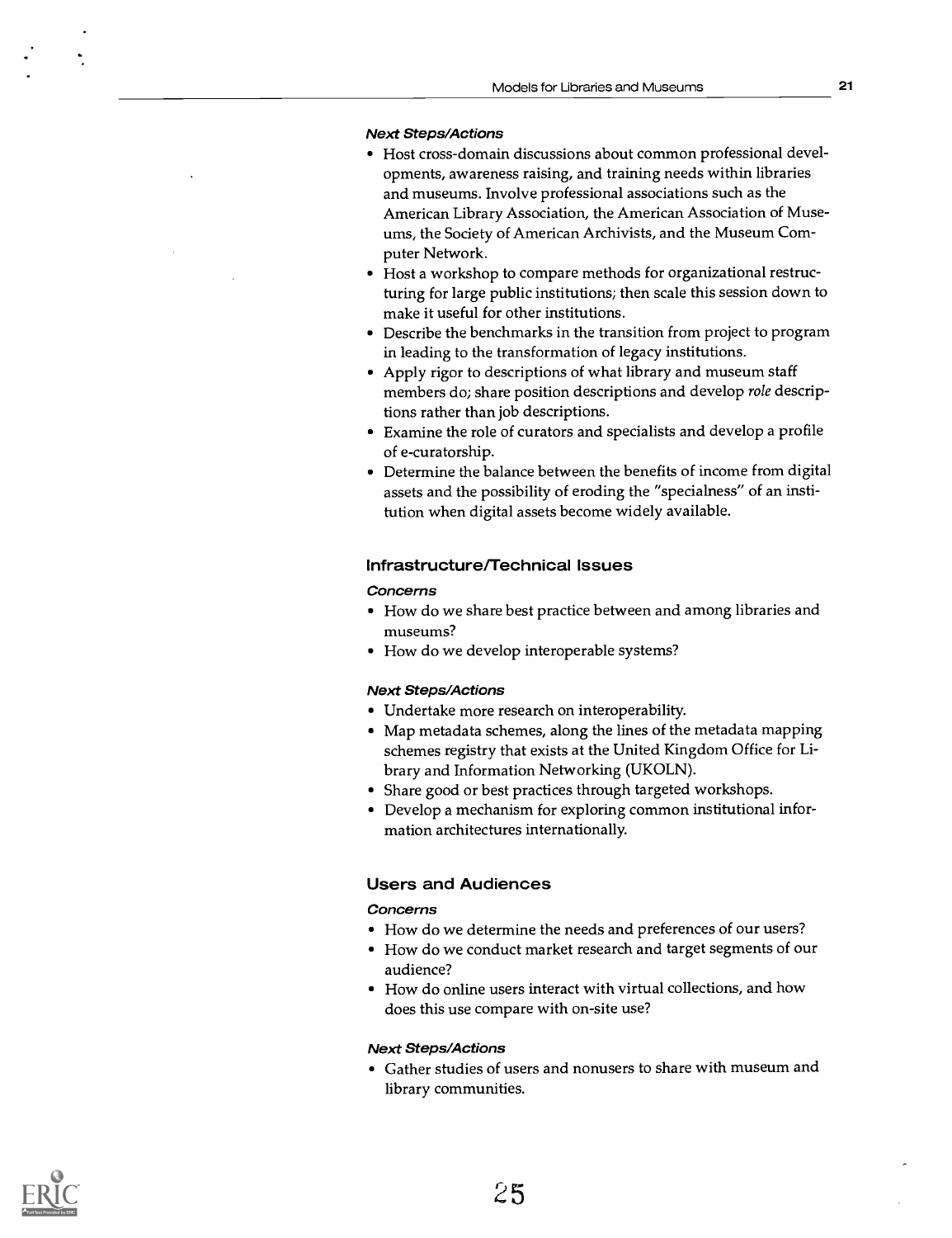#### *Next Steps/Actions*

- Host cross-domain discussions about common professional developments, awareness raising, and training needs within libraries and museums. Involve professional associations such as the American Library Association, the American Association of Museums, the Society of American Archivists, and the Museum Computer Network.
- Host a workshop to compare methods for organizational restructuring for large public institutions; then scale this session down to make it useful for other institutions.
- Describe the benchmarks in the transition from project to program in leading to the transformation of legacy institutions.
- Apply rigor to descriptions of what library and museum staff members do; share position descriptions and develop *role* descriptions rather than job descriptions.
- Examine the role of curators and specialists and develop a profile of e-curatorship.
- Determine the balance between the benefits of income from digital assets and the possibility of eroding the "specialness" of an institution when digital assets become widely available.

### Infrastructure/Technical Issues

#### *Concerns*

- How do we share best practice between and among libraries and museums?
- How do we develop interoperable systems?

#### *Next Steps/Actions*

- Undertake more research on interoperability.
- Map metadata schemes, along the lines of the metadata mapping schemes registry that exists at the United Kingdom Office for Library and Information Networking (UKOLN).
- Share good or best practices through targeted workshops.
- Develop a mechanism for exploring common institutional information architectures internationally.

### Users and Audiences

#### *Concerns*

- How do we determine the needs and preferences of our users?
- How do we conduct market research and target segments of our audience?
- How do online users interact with virtual collections, and how does this use compare with on-site use?

#### *Next Steps/Actions*

- Gather studies of users and nonusers to share with museum and library communities.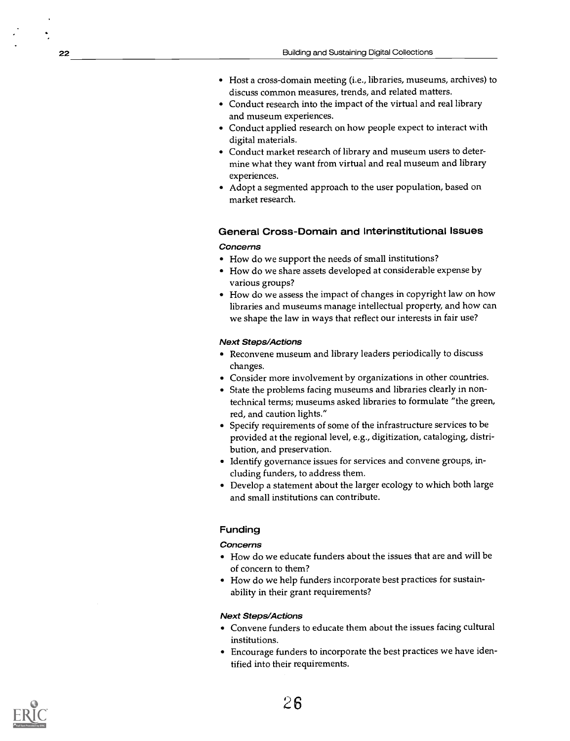- Host a cross-domain meeting (i.e., libraries, museums, archives) to discuss common measures, trends, and related matters.
- Conduct research into the impact of the virtual and real library and museum experiences.
- Conduct applied research on how people expect to interact with digital materials.
- Conduct market research of library and museum users to determine what they want from virtual and real museum and library experiences.
- Adopt a segmented approach to the user population, based on market research.

### General Cross-Domain and Interinstitutional Issues

#### *Concerns*

- How do we support the needs of small institutions?
- How do we share assets developed at considerable expense by various groups?
- How do we assess the impact of changes in copyright law on how libraries and museums manage intellectual property, and how can we shape the law in ways that reflect our interests in fair use?

#### *Next Steps/Actions*

- Reconvene museum and library leaders periodically to discuss changes.
- Consider more involvement by organizations in other countries.
- State the problems facing museums and libraries clearly in nontechnical terms; museums asked libraries to formulate "the green, red, and caution lights."
- Specify requirements of some of the infrastructure services to be provided at the regional level, e.g., digitization, cataloging, distribution, and preservation.
- Identify governance issues for services and convene groups, including funders, to address them.
- Develop a statement about the larger ecology to which both large and small institutions can contribute.

### Funding

#### *Concerns*

- How do we educate funders about the issues that are and will be of concern to them?
- How do we help funders incorporate best practices for sustainability in their grant requirements?

#### *Next Steps/Actions*

- Convene funders to educate them about the issues facing cultural institutions.
- Encourage funders to incorporate the best practices we have identified into their requirements.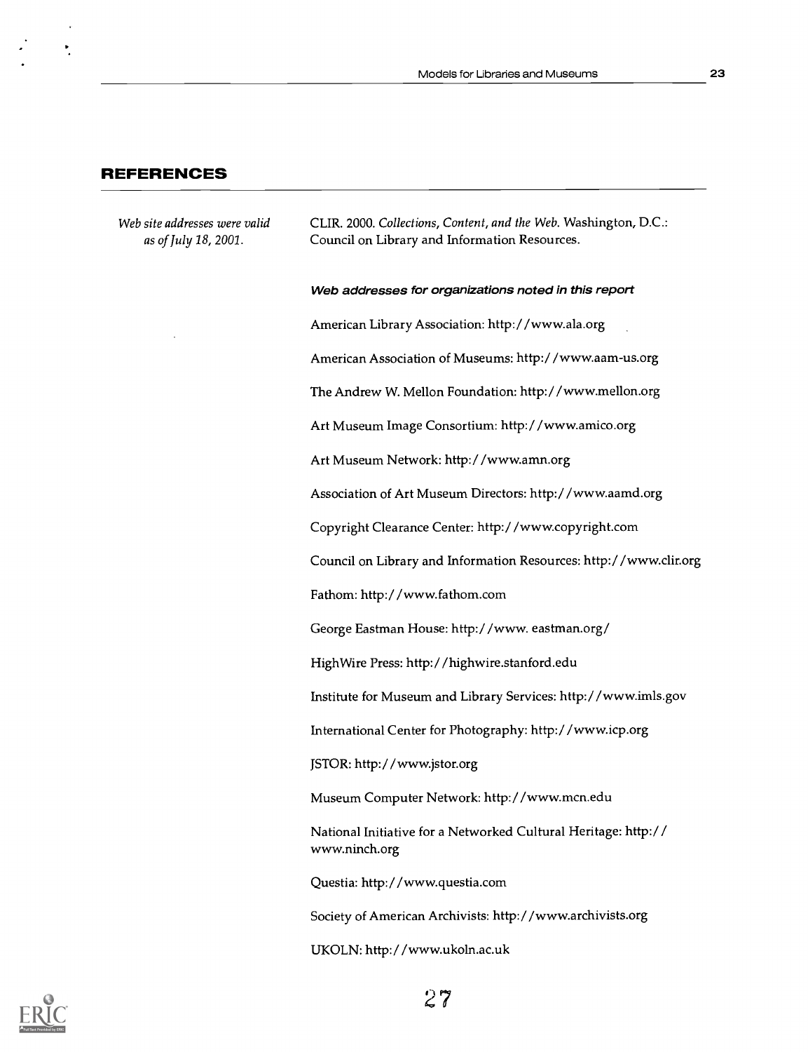## REFERENCES

*Web site addresses were valid as of July 18, 2001.*

CLIR. 2000. *Collections, Content, and the Web.* Washington, D.C.: Council on Library and Information Resources.

***Web addresses for organizations noted in this report***

American Library Association: http://www.ala.org

American Association of Museums: http://www.aam-us.org

The Andrew W. Mellon Foundation: http://www.mellon.org

Art Museum Image Consortium: http://www.amico.org

Art Museum Network: http://www.amn.org

Association of Art Museum Directors: http://www.aamd.org

Copyright Clearance Center: http://www.copyright.com

Council on Library and Information Resources: http://www.clir.org

Fathom: http://www.fathom.com

George Eastman House: http://www. eastman.org/

HighWire Press: http://highwire.stanford.edu

Institute for Museum and Library Services: http://www.imls.gov

International Center for Photography: http://www.icp.org

JSTOR: http://www.jstor.org

Museum Computer Network: http://www.mcn.edu

National Initiative for a Networked Cultural Heritage: http://www.ninch.org

Questia: http://www.questia.com

Society of American Archivists: http://www.archivists.org

UKOLN: http://www.ukoln.ac.uk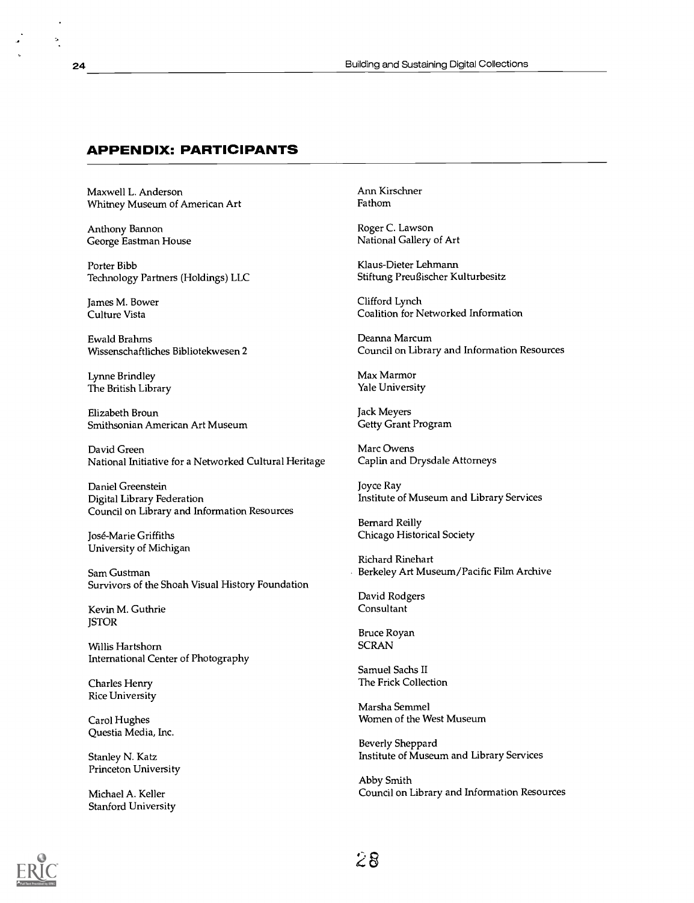## APPENDIX: PARTICIPANTS

Maxwell L. Anderson
Whitney Museum of American Art

Anthony Bannon
George Eastman House

Porter Bibb
Technology Partners (Holdings) LLC

James M. Bower
Culture Vista

Ewald Brahms
Wissenschaftliches Bibliotekwesen 2

Lynne Brindley
The British Library

Elizabeth Broun
Smithsonian American Art Museum

David Green
National Initiative for a Networked Cultural Heritage

Daniel Greenstein
Digital Library Federation
Council on Library and Information Resources

José-Marie Griffiths
University of Michigan

Sam Gustman
Survivors of the Shoah Visual History Foundation

Kevin M. Guthrie
JSTOR

Willis Hartshorn
International Center of Photography

Charles Henry
Rice University

Carol Hughes
Questia Media, Inc.

Stanley N. Katz
Princeton University

Michael A. Keller
Stanford University

Ann Kirschner
Fathom

Roger C. Lawson
National Gallery of Art

Klaus-Dieter Lehmann
Stiftung Preußischer Kulturbesitz

Clifford Lynch
Coalition for Networked Information

Deanna Marcum
Council on Library and Information Resources

Max Marmor
Yale University

Jack Meyers
Getty Grant Program

Marc Owens
Caplin and Drysdale Attorneys

Joyce Ray
Institute of Museum and Library Services

Bernard Reilly
Chicago Historical Society

Richard Rinehart
Berkeley Art Museum/Pacific Film Archive

David Rodgers
Consultant

Bruce Royan
SCRAN

Samuel Sachs II
The Frick Collection

Marsha Semmel
Women of the West Museum

Beverly Sheppard
Institute of Museum and Library Services

Abby Smith
Council on Library and Information Resources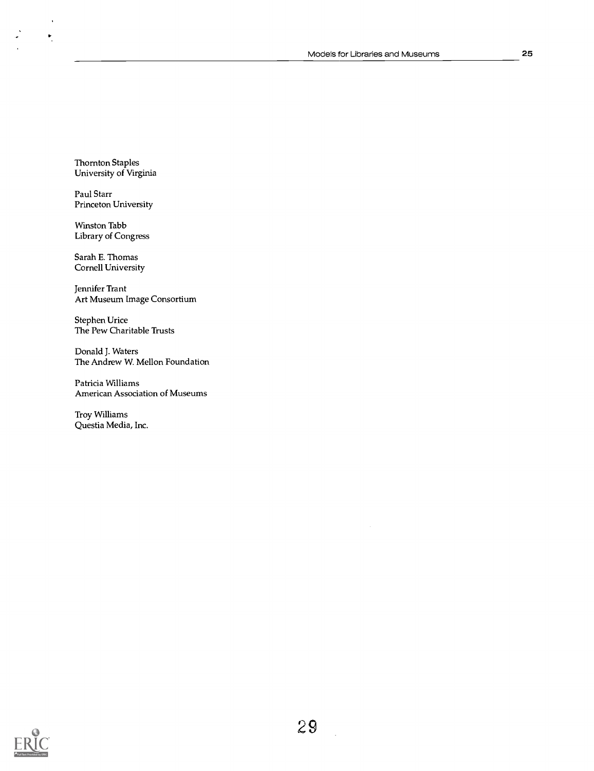Thornton Staples
University of Virginia

Paul Starr
Princeton University

Winston Tabb
Library of Congress

Sarah E. Thomas
Cornell University

Jennifer Trant
Art Museum Image Consortium

Stephen Urice
The Pew Charitable Trusts

Donald J. Waters
The Andrew W. Mellon Foundation

Patricia Williams
American Association of Museums

Troy Williams
Questia Media, Inc.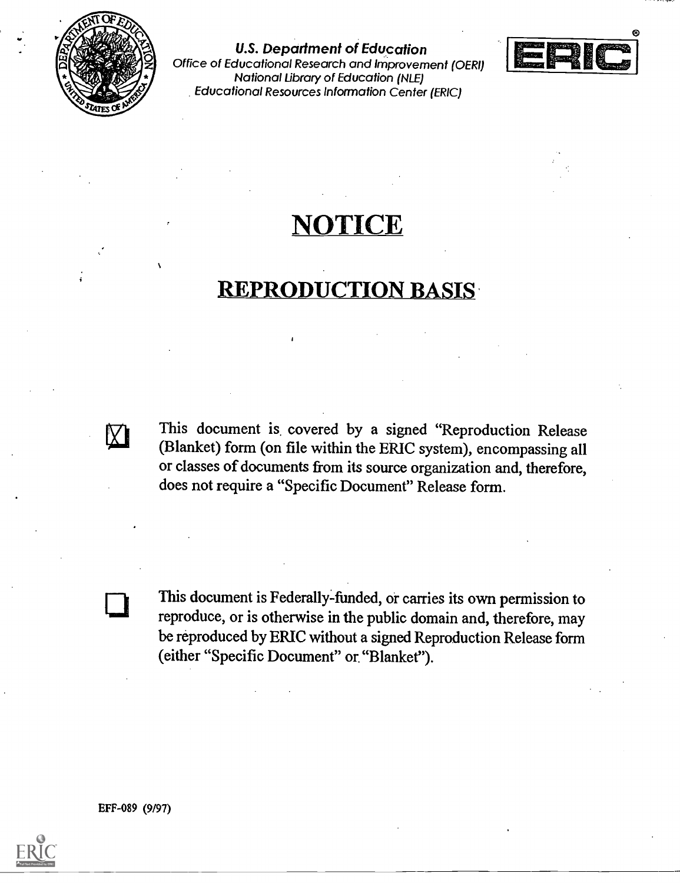U.S. Department of Education
Office of Educational Research and Improvement (OERI)
National Library of Education (NLE)
Educational Resources Information Center (ERIC)

# NOTICE

## REPRODUCTION BASIS

- [X] This document is covered by a signed "Reproduction Release (Blanket) form (on file within the ERIC system), encompassing all or classes of documents from its source organization and, therefore, does not require a "Specific Document" Release form.

- [ ] This document is Federally-funded, or carries its own permission to reproduce, or is otherwise in the public domain and, therefore, may be reproduced by ERIC without a signed Reproduction Release form (either "Specific Document" or "Blanket").

EFF-089 (9/97)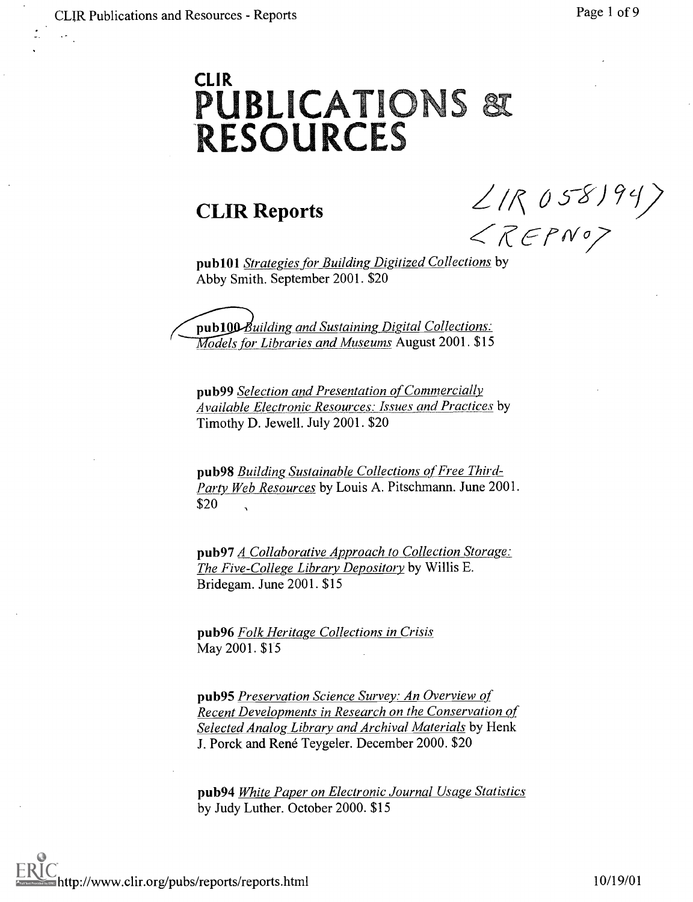# CLIR PUBLICATIONS & RESOURCES

## CLIR Reports

<IR 058194>
<REPNO>

**pub101** *Strategies for Building Digitized Collections* by Abby Smith. September 2001. $20

**pub100** *Building and Sustaining Digital Collections: Models for Libraries and Museums* August 2001. $15

**pub99** *Selection and Presentation of Commercially Available Electronic Resources: Issues and Practices* by Timothy D. Jewell. July 2001. $20

**pub98** *Building Sustainable Collections of Free Third-Party Web Resources* by Louis A. Pitschmann. June 2001. $20

**pub97** *A Collaborative Approach to Collection Storage: The Five-College Library Depository* by Willis E. Bridegam. June 2001. $15

**pub96** *Folk Heritage Collections in Crisis* May 2001. $15

**pub95** *Preservation Science Survey: An Overview of Recent Developments in Research on the Conservation of Selected Analog Library and Archival Materials* by Henk J. Porck and René Teygeler. December 2000. $20

**pub94** *White Paper on Electronic Journal Usage Statistics* by Judy Luther. October 2000. $15

http://www.clir.org/pubs/reports/reports.html